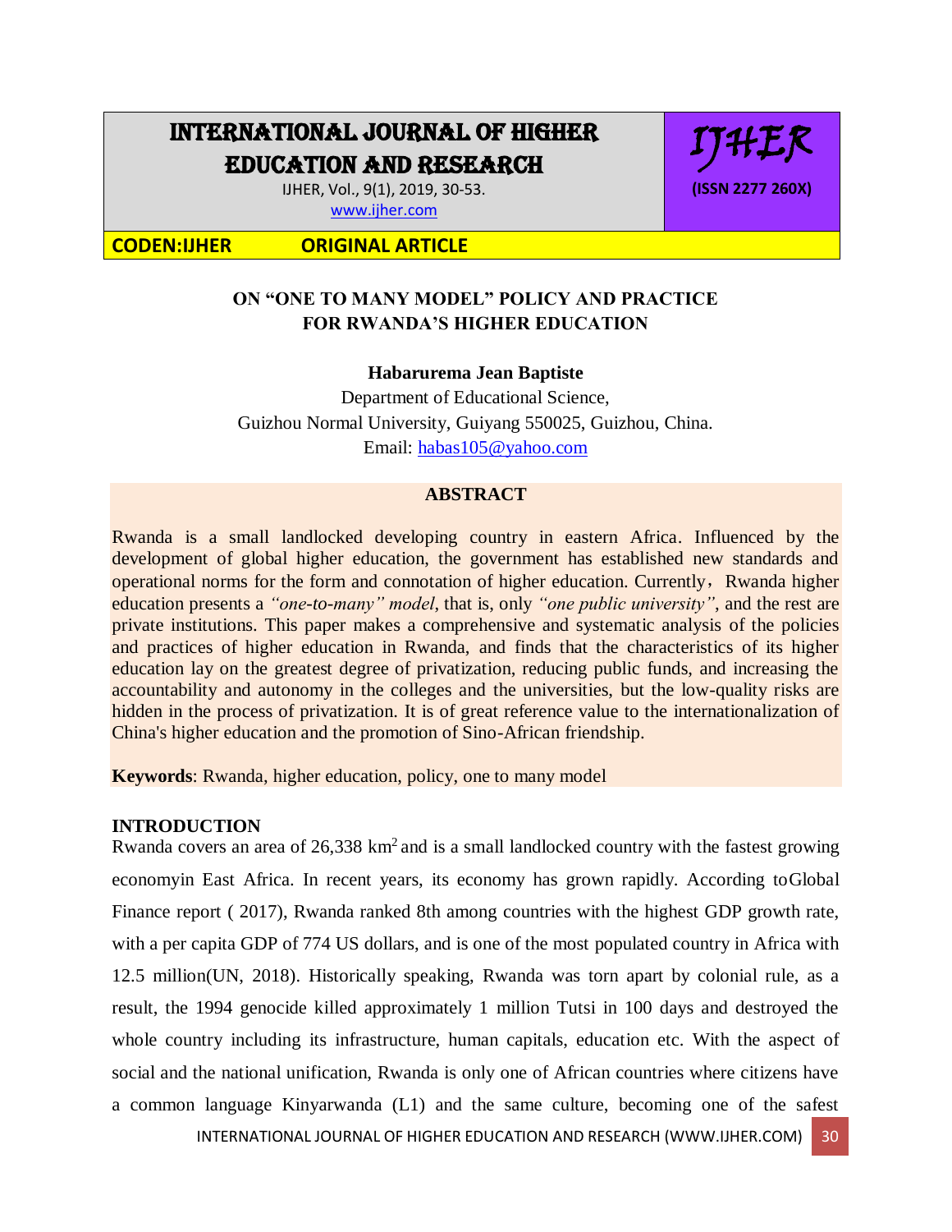# INTERNATIONAL JOURNAL OF HIGHER EDUCATION AND RESEARCH

IJHER, Vol., 9(1), 2019, 30-53.
www.ijher.com

IJHER
(ISSN 2277 260X)

CODEN:IJHER ORIGINAL ARTICLE

## ON "ONE TO MANY MODEL" POLICY AND PRACTICE FOR RWANDA'S HIGHER EDUCATION

**Habarurema Jean Baptiste**

Department of Educational Science,
Guizhou Normal University, Guiyang 550025, Guizhou, China.
Email: habas105@yahoo.com

### ABSTRACT

Rwanda is a small landlocked developing country in eastern Africa. Influenced by the development of global higher education, the government has established new standards and operational norms for the form and connotation of higher education. Currently， Rwanda higher education presents a *"one-to-many" model*, that is, only *"one public university"*, and the rest are private institutions. This paper makes a comprehensive and systematic analysis of the policies and practices of higher education in Rwanda, and finds that the characteristics of its higher education lay on the greatest degree of privatization, reducing public funds, and increasing the accountability and autonomy in the colleges and the universities, but the low-quality risks are hidden in the process of privatization. It is of great reference value to the internationalization of China's higher education and the promotion of Sino-African friendship.

**Keywords**: Rwanda, higher education, policy, one to many model

### INTRODUCTION

Rwanda covers an area of 26,338 km$^2$ and is a small landlocked country with the fastest growing economyin East Africa. In recent years, its economy has grown rapidly. According toGlobal Finance report ( 2017), Rwanda ranked 8th among countries with the highest GDP growth rate, with a per capita GDP of 774 US dollars, and is one of the most populated country in Africa with 12.5 million(UN, 2018). Historically speaking, Rwanda was torn apart by colonial rule, as a result, the 1994 genocide killed approximately 1 million Tutsi in 100 days and destroyed the whole country including its infrastructure, human capitals, education etc. With the aspect of social and the national unification, Rwanda is only one of African countries where citizens have a common language Kinyarwanda (L1) and the same culture, becoming one of the safest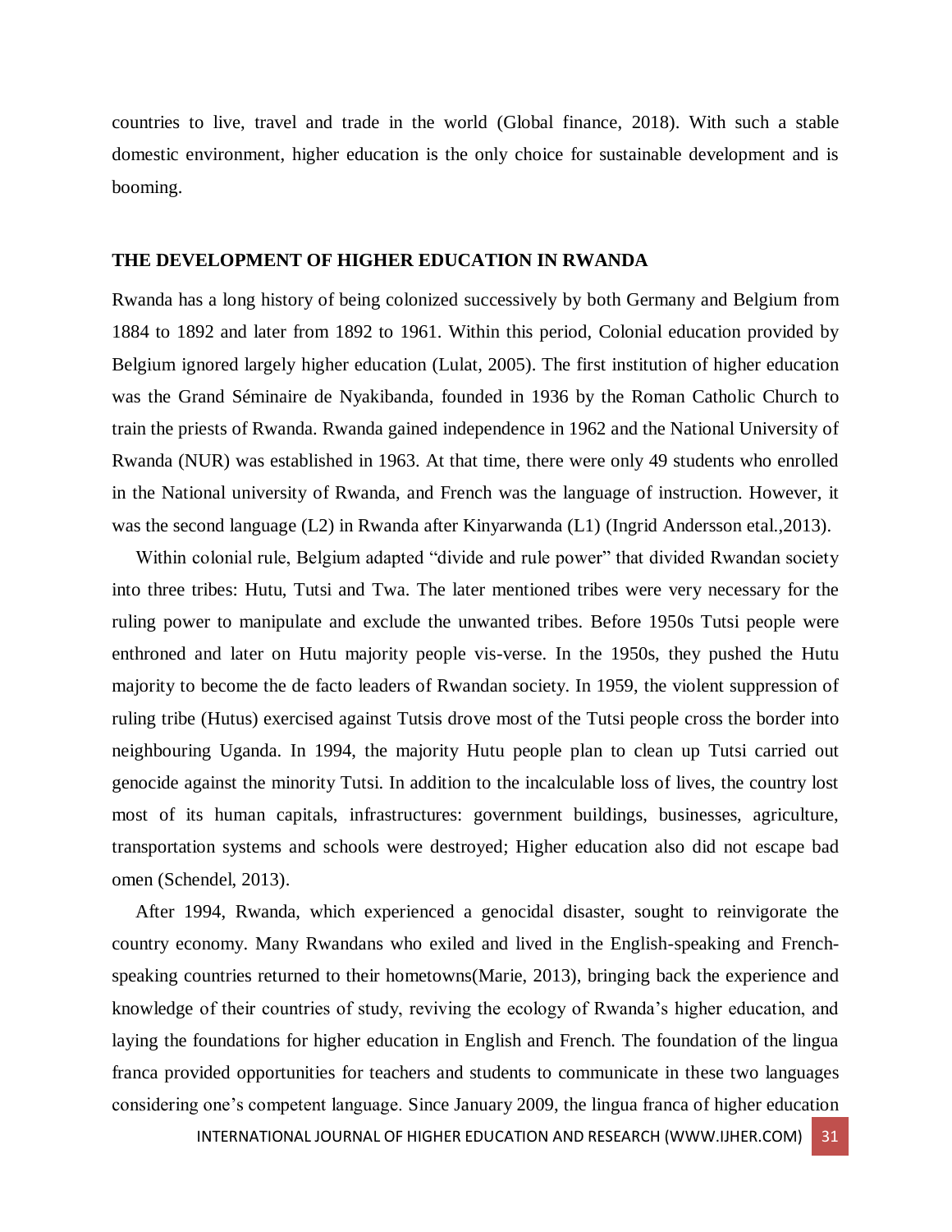countries to live, travel and trade in the world (Global finance, 2018). With such a stable domestic environment, higher education is the only choice for sustainable development and is booming.

## THE DEVELOPMENT OF HIGHER EDUCATION IN RWANDA

Rwanda has a long history of being colonized successively by both Germany and Belgium from 1884 to 1892 and later from 1892 to 1961. Within this period, Colonial education provided by Belgium ignored largely higher education (Lulat, 2005). The first institution of higher education was the Grand Séminaire de Nyakibanda, founded in 1936 by the Roman Catholic Church to train the priests of Rwanda. Rwanda gained independence in 1962 and the National University of Rwanda (NUR) was established in 1963. At that time, there were only 49 students who enrolled in the National university of Rwanda, and French was the language of instruction. However, it was the second language (L2) in Rwanda after Kinyarwanda (L1) (Ingrid Andersson etal.,2013).

Within colonial rule, Belgium adapted "divide and rule power" that divided Rwandan society into three tribes: Hutu, Tutsi and Twa. The later mentioned tribes were very necessary for the ruling power to manipulate and exclude the unwanted tribes. Before 1950s Tutsi people were enthroned and later on Hutu majority people vis-verse. In the 1950s, they pushed the Hutu majority to become the de facto leaders of Rwandan society. In 1959, the violent suppression of ruling tribe (Hutus) exercised against Tutsis drove most of the Tutsi people cross the border into neighbouring Uganda. In 1994, the majority Hutu people plan to clean up Tutsi carried out genocide against the minority Tutsi. In addition to the incalculable loss of lives, the country lost most of its human capitals, infrastructures: government buildings, businesses, agriculture, transportation systems and schools were destroyed; Higher education also did not escape bad omen (Schendel, 2013).

After 1994, Rwanda, which experienced a genocidal disaster, sought to reinvigorate the country economy. Many Rwandans who exiled and lived in the English-speaking and French-speaking countries returned to their hometowns(Marie, 2013), bringing back the experience and knowledge of their countries of study, reviving the ecology of Rwanda's higher education, and laying the foundations for higher education in English and French. The foundation of the lingua franca provided opportunities for teachers and students to communicate in these two languages considering one's competent language. Since January 2009, the lingua franca of higher education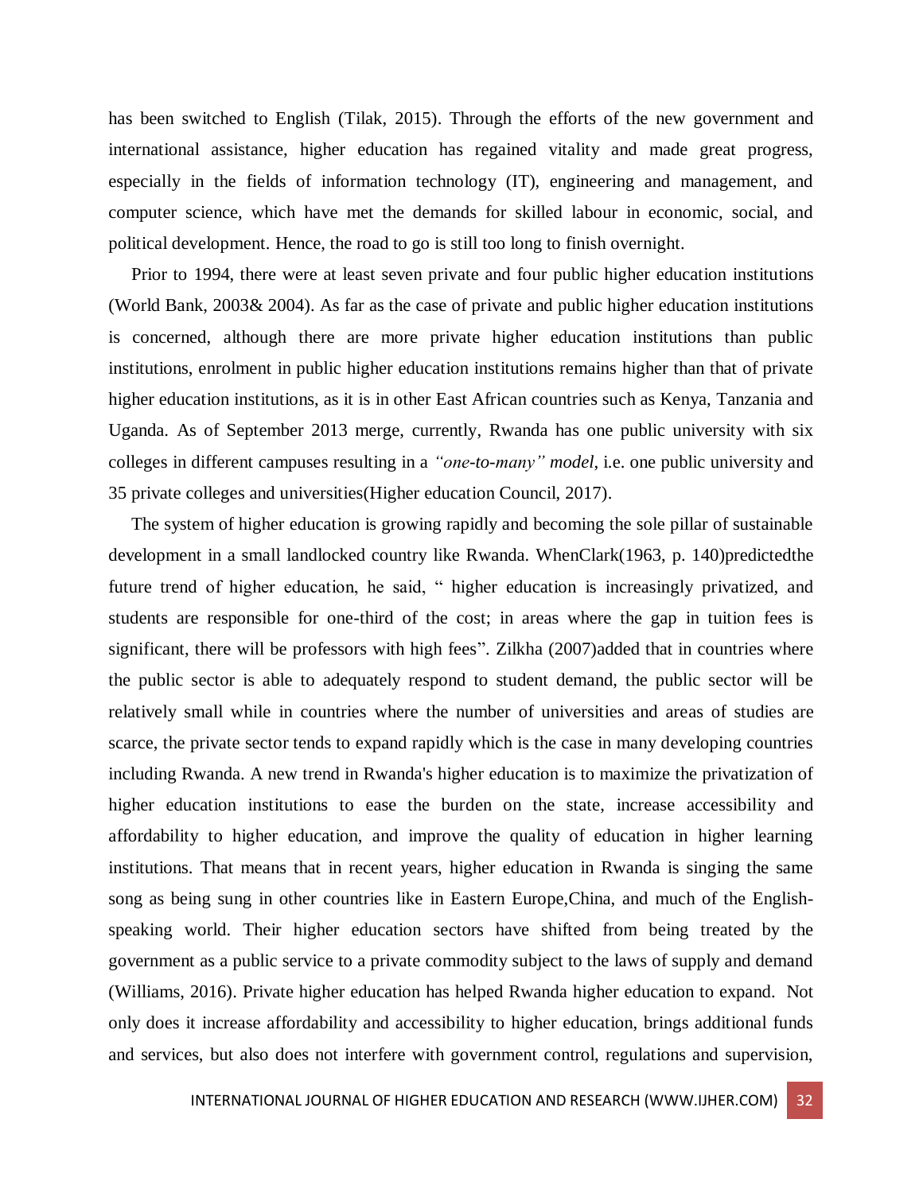has been switched to English (Tilak, 2015). Through the efforts of the new government and international assistance, higher education has regained vitality and made great progress, especially in the fields of information technology (IT), engineering and management, and computer science, which have met the demands for skilled labour in economic, social, and political development. Hence, the road to go is still too long to finish overnight.

Prior to 1994, there were at least seven private and four public higher education institutions (World Bank, 2003& 2004). As far as the case of private and public higher education institutions is concerned, although there are more private higher education institutions than public institutions, enrolment in public higher education institutions remains higher than that of private higher education institutions, as it is in other East African countries such as Kenya, Tanzania and Uganda. As of September 2013 merge, currently, Rwanda has one public university with six colleges in different campuses resulting in a *"one-to-many" model*, i.e. one public university and 35 private colleges and universities(Higher education Council, 2017).

The system of higher education is growing rapidly and becoming the sole pillar of sustainable development in a small landlocked country like Rwanda. WhenClark(1963, p. 140)predictedthe future trend of higher education, he said, " higher education is increasingly privatized, and students are responsible for one-third of the cost; in areas where the gap in tuition fees is significant, there will be professors with high fees". Zilkha (2007)added that in countries where the public sector is able to adequately respond to student demand, the public sector will be relatively small while in countries where the number of universities and areas of studies are scarce, the private sector tends to expand rapidly which is the case in many developing countries including Rwanda. A new trend in Rwanda's higher education is to maximize the privatization of higher education institutions to ease the burden on the state, increase accessibility and affordability to higher education, and improve the quality of education in higher learning institutions. That means that in recent years, higher education in Rwanda is singing the same song as being sung in other countries like in Eastern Europe,China, and much of the English-speaking world. Their higher education sectors have shifted from being treated by the government as a public service to a private commodity subject to the laws of supply and demand (Williams, 2016). Private higher education has helped Rwanda higher education to expand. Not only does it increase affordability and accessibility to higher education, brings additional funds and services, but also does not interfere with government control, regulations and supervision,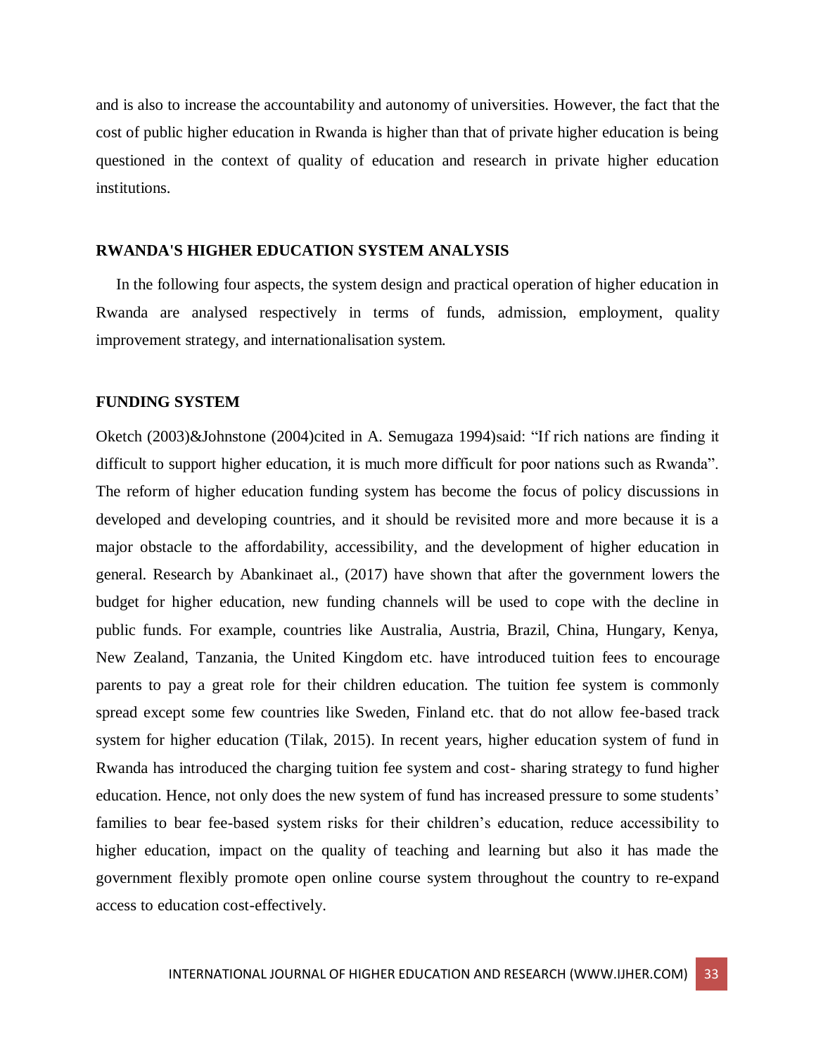and is also to increase the accountability and autonomy of universities. However, the fact that the cost of public higher education in Rwanda is higher than that of private higher education is being questioned in the context of quality of education and research in private higher education institutions.

## RWANDA'S HIGHER EDUCATION SYSTEM ANALYSIS

In the following four aspects, the system design and practical operation of higher education in Rwanda are analysed respectively in terms of funds, admission, employment, quality improvement strategy, and internationalisation system.

## FUNDING SYSTEM

Oketch (2003)&Johnstone (2004)cited in A. Semugaza 1994)said: "If rich nations are finding it difficult to support higher education, it is much more difficult for poor nations such as Rwanda". The reform of higher education funding system has become the focus of policy discussions in developed and developing countries, and it should be revisited more and more because it is a major obstacle to the affordability, accessibility, and the development of higher education in general. Research by Abankinaet al., (2017) have shown that after the government lowers the budget for higher education, new funding channels will be used to cope with the decline in public funds. For example, countries like Australia, Austria, Brazil, China, Hungary, Kenya, New Zealand, Tanzania, the United Kingdom etc. have introduced tuition fees to encourage parents to pay a great role for their children education. The tuition fee system is commonly spread except some few countries like Sweden, Finland etc. that do not allow fee-based track system for higher education (Tilak, 2015). In recent years, higher education system of fund in Rwanda has introduced the charging tuition fee system and cost- sharing strategy to fund higher education. Hence, not only does the new system of fund has increased pressure to some students' families to bear fee-based system risks for their children's education, reduce accessibility to higher education, impact on the quality of teaching and learning but also it has made the government flexibly promote open online course system throughout the country to re-expand access to education cost-effectively.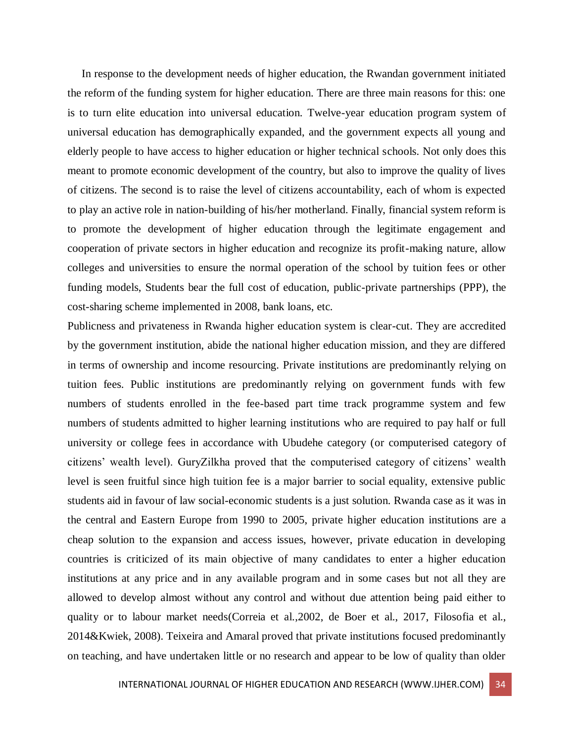In response to the development needs of higher education, the Rwandan government initiated the reform of the funding system for higher education. There are three main reasons for this: one is to turn elite education into universal education. Twelve-year education program system of universal education has demographically expanded, and the government expects all young and elderly people to have access to higher education or higher technical schools. Not only does this meant to promote economic development of the country, but also to improve the quality of lives of citizens. The second is to raise the level of citizens accountability, each of whom is expected to play an active role in nation-building of his/her motherland. Finally, financial system reform is to promote the development of higher education through the legitimate engagement and cooperation of private sectors in higher education and recognize its profit-making nature, allow colleges and universities to ensure the normal operation of the school by tuition fees or other funding models, Students bear the full cost of education, public-private partnerships (PPP), the cost-sharing scheme implemented in 2008, bank loans, etc.

Publicness and privateness in Rwanda higher education system is clear-cut. They are accredited by the government institution, abide the national higher education mission, and they are differed in terms of ownership and income resourcing. Private institutions are predominantly relying on tuition fees. Public institutions are predominantly relying on government funds with few numbers of students enrolled in the fee-based part time track programme system and few numbers of students admitted to higher learning institutions who are required to pay half or full university or college fees in accordance with Ubudehe category (or computerised category of citizens' wealth level). GuryZilkha proved that the computerised category of citizens' wealth level is seen fruitful since high tuition fee is a major barrier to social equality, extensive public students aid in favour of law social-economic students is a just solution. Rwanda case as it was in the central and Eastern Europe from 1990 to 2005, private higher education institutions are a cheap solution to the expansion and access issues, however, private education in developing countries is criticized of its main objective of many candidates to enter a higher education institutions at any price and in any available program and in some cases but not all they are allowed to develop almost without any control and without due attention being paid either to quality or to labour market needs(Correia et al.,2002, de Boer et al., 2017, Filosofia et al., 2014&Kwiek, 2008). Teixeira and Amaral proved that private institutions focused predominantly on teaching, and have undertaken little or no research and appear to be low of quality than older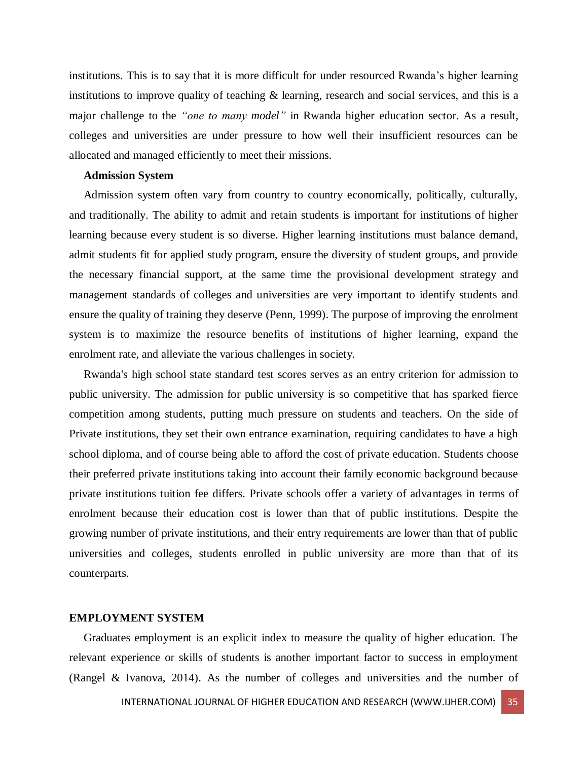institutions. This is to say that it is more difficult for under resourced Rwanda's higher learning institutions to improve quality of teaching & learning, research and social services, and this is a major challenge to the *"one to many model"* in Rwanda higher education sector. As a result, colleges and universities are under pressure to how well their insufficient resources can be allocated and managed efficiently to meet their missions.

### Admission System

Admission system often vary from country to country economically, politically, culturally, and traditionally. The ability to admit and retain students is important for institutions of higher learning because every student is so diverse. Higher learning institutions must balance demand, admit students fit for applied study program, ensure the diversity of student groups, and provide the necessary financial support, at the same time the provisional development strategy and management standards of colleges and universities are very important to identify students and ensure the quality of training they deserve (Penn, 1999). The purpose of improving the enrolment system is to maximize the resource benefits of institutions of higher learning, expand the enrolment rate, and alleviate the various challenges in society.

Rwanda's high school state standard test scores serves as an entry criterion for admission to public university. The admission for public university is so competitive that has sparked fierce competition among students, putting much pressure on students and teachers. On the side of Private institutions, they set their own entrance examination, requiring candidates to have a high school diploma, and of course being able to afford the cost of private education. Students choose their preferred private institutions taking into account their family economic background because private institutions tuition fee differs. Private schools offer a variety of advantages in terms of enrolment because their education cost is lower than that of public institutions. Despite the growing number of private institutions, and their entry requirements are lower than that of public universities and colleges, students enrolled in public university are more than that of its counterparts.

## EMPLOYMENT SYSTEM

Graduates employment is an explicit index to measure the quality of higher education. The relevant experience or skills of students is another important factor to success in employment (Rangel & Ivanova, 2014). As the number of colleges and universities and the number of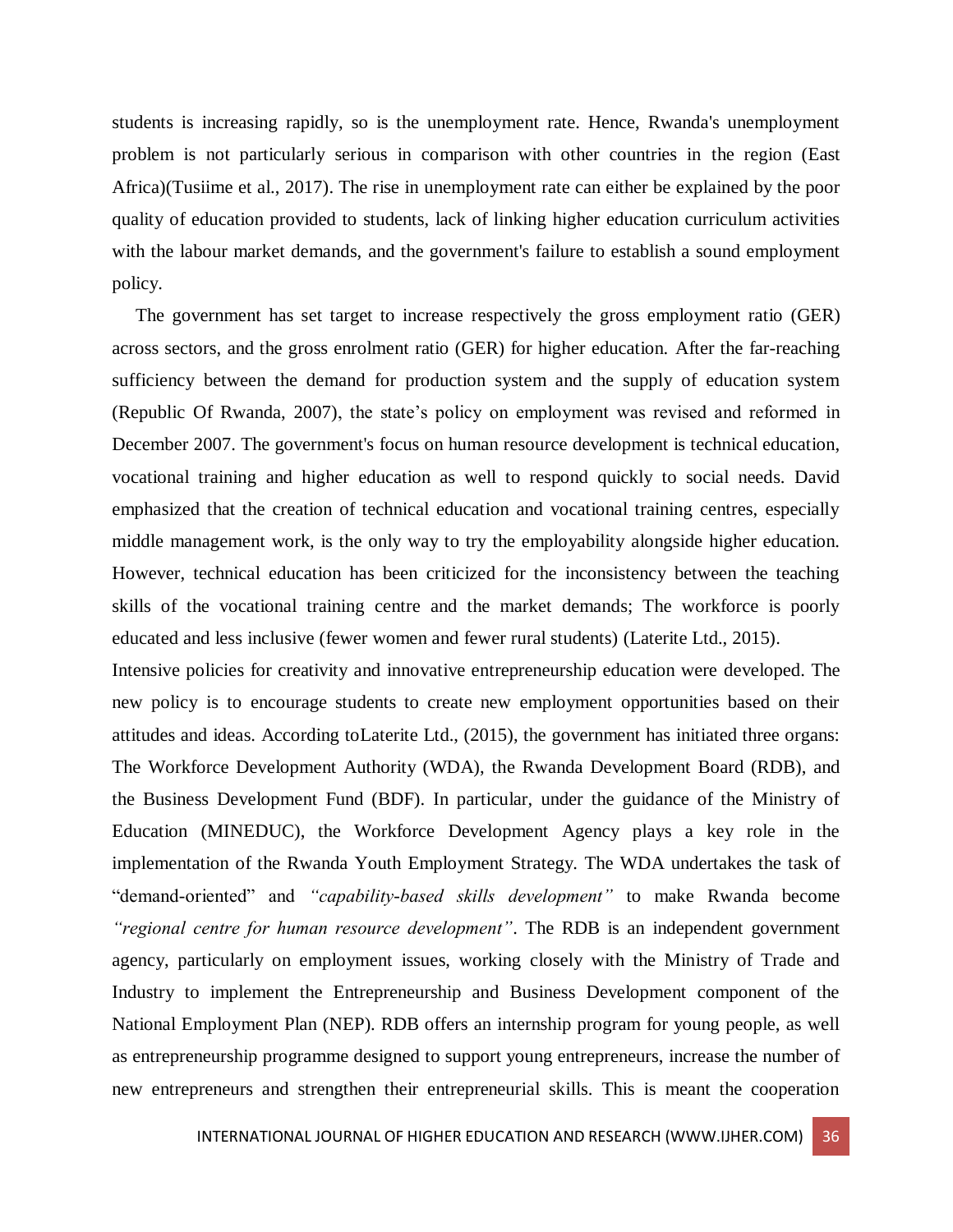students is increasing rapidly, so is the unemployment rate. Hence, Rwanda's unemployment problem is not particularly serious in comparison with other countries in the region (East Africa)(Tusiime et al., 2017). The rise in unemployment rate can either be explained by the poor quality of education provided to students, lack of linking higher education curriculum activities with the labour market demands, and the government's failure to establish a sound employment policy.

The government has set target to increase respectively the gross employment ratio (GER) across sectors, and the gross enrolment ratio (GER) for higher education. After the far-reaching sufficiency between the demand for production system and the supply of education system (Republic Of Rwanda, 2007), the state's policy on employment was revised and reformed in December 2007. The government's focus on human resource development is technical education, vocational training and higher education as well to respond quickly to social needs. David emphasized that the creation of technical education and vocational training centres, especially middle management work, is the only way to try the employability alongside higher education. However, technical education has been criticized for the inconsistency between the teaching skills of the vocational training centre and the market demands; The workforce is poorly educated and less inclusive (fewer women and fewer rural students) (Laterite Ltd., 2015).

Intensive policies for creativity and innovative entrepreneurship education were developed. The new policy is to encourage students to create new employment opportunities based on their attitudes and ideas. According toLaterite Ltd., (2015), the government has initiated three organs: The Workforce Development Authority (WDA), the Rwanda Development Board (RDB), and the Business Development Fund (BDF). In particular, under the guidance of the Ministry of Education (MINEDUC), the Workforce Development Agency plays a key role in the implementation of the Rwanda Youth Employment Strategy. The WDA undertakes the task of "demand-oriented" and *"capability-based skills development"* to make Rwanda become *"regional centre for human resource development"*. The RDB is an independent government agency, particularly on employment issues, working closely with the Ministry of Trade and Industry to implement the Entrepreneurship and Business Development component of the National Employment Plan (NEP). RDB offers an internship program for young people, as well as entrepreneurship programme designed to support young entrepreneurs, increase the number of new entrepreneurs and strengthen their entrepreneurial skills. This is meant the cooperation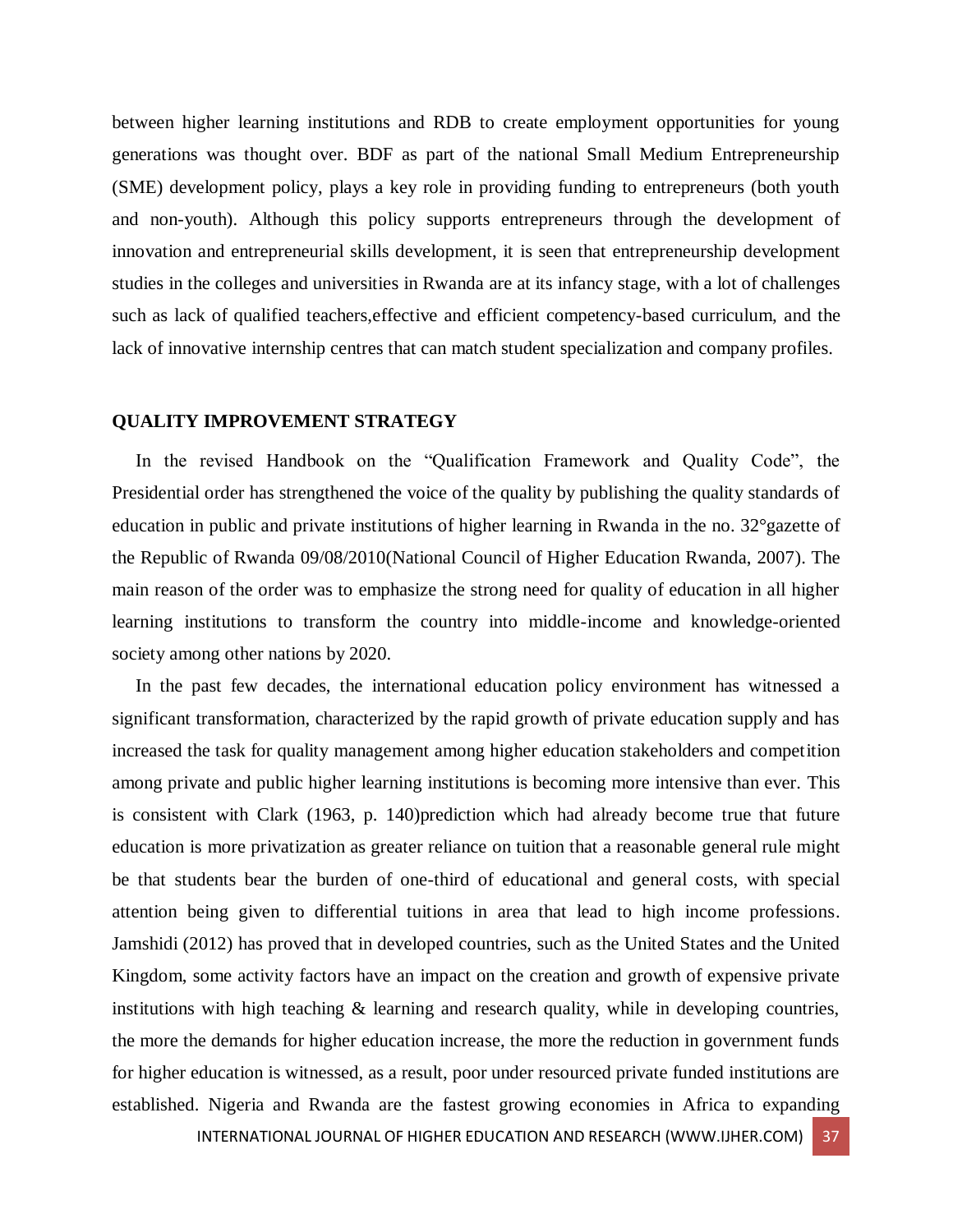between higher learning institutions and RDB to create employment opportunities for young generations was thought over. BDF as part of the national Small Medium Entrepreneurship (SME) development policy, plays a key role in providing funding to entrepreneurs (both youth and non-youth). Although this policy supports entrepreneurs through the development of innovation and entrepreneurial skills development, it is seen that entrepreneurship development studies in the colleges and universities in Rwanda are at its infancy stage, with a lot of challenges such as lack of qualified teachers,effective and efficient competency-based curriculum, and the lack of innovative internship centres that can match student specialization and company profiles.

## QUALITY IMPROVEMENT STRATEGY

In the revised Handbook on the "Qualification Framework and Quality Code", the Presidential order has strengthened the voice of the quality by publishing the quality standards of education in public and private institutions of higher learning in Rwanda in the no. 32°gazette of the Republic of Rwanda 09/08/2010(National Council of Higher Education Rwanda, 2007). The main reason of the order was to emphasize the strong need for quality of education in all higher learning institutions to transform the country into middle-income and knowledge-oriented society among other nations by 2020.

In the past few decades, the international education policy environment has witnessed a significant transformation, characterized by the rapid growth of private education supply and has increased the task for quality management among higher education stakeholders and competition among private and public higher learning institutions is becoming more intensive than ever. This is consistent with Clark (1963, p. 140)prediction which had already become true that future education is more privatization as greater reliance on tuition that a reasonable general rule might be that students bear the burden of one-third of educational and general costs, with special attention being given to differential tuitions in area that lead to high income professions. Jamshidi (2012) has proved that in developed countries, such as the United States and the United Kingdom, some activity factors have an impact on the creation and growth of expensive private institutions with high teaching & learning and research quality, while in developing countries, the more the demands for higher education increase, the more the reduction in government funds for higher education is witnessed, as a result, poor under resourced private funded institutions are established. Nigeria and Rwanda are the fastest growing economies in Africa to expanding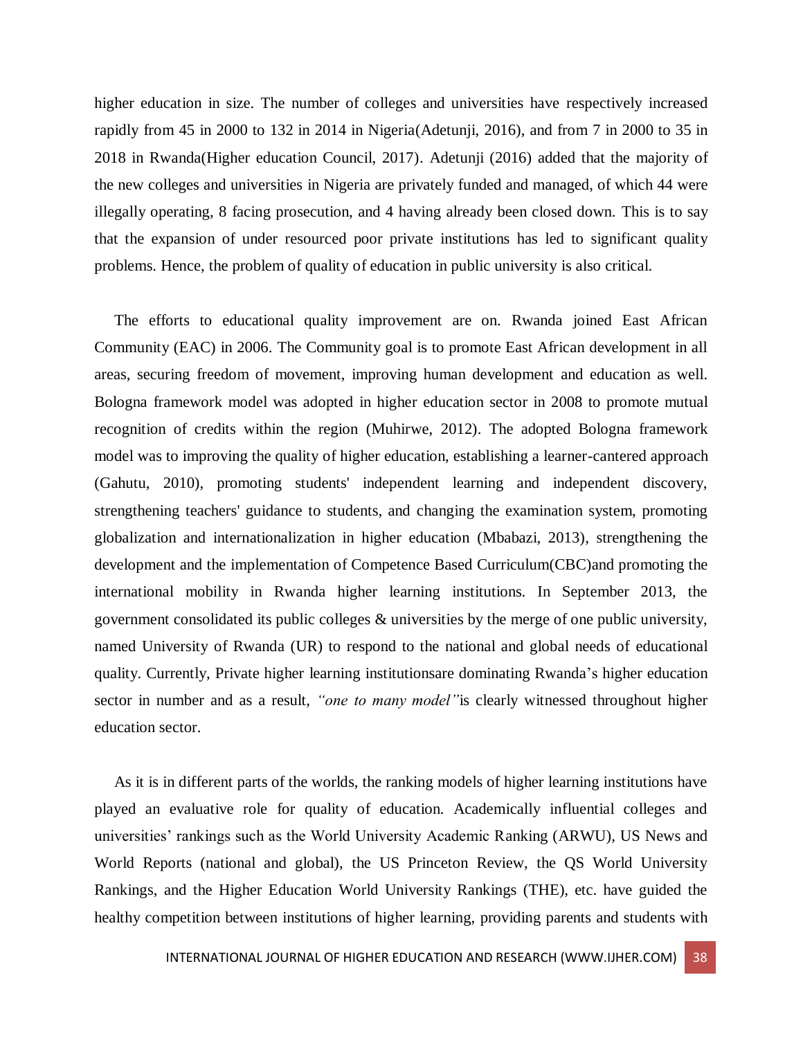higher education in size. The number of colleges and universities have respectively increased rapidly from 45 in 2000 to 132 in 2014 in Nigeria(Adetunji, 2016), and from 7 in 2000 to 35 in 2018 in Rwanda(Higher education Council, 2017). Adetunji (2016) added that the majority of the new colleges and universities in Nigeria are privately funded and managed, of which 44 were illegally operating, 8 facing prosecution, and 4 having already been closed down. This is to say that the expansion of under resourced poor private institutions has led to significant quality problems. Hence, the problem of quality of education in public university is also critical.

The efforts to educational quality improvement are on. Rwanda joined East African Community (EAC) in 2006. The Community goal is to promote East African development in all areas, securing freedom of movement, improving human development and education as well. Bologna framework model was adopted in higher education sector in 2008 to promote mutual recognition of credits within the region (Muhirwe, 2012). The adopted Bologna framework model was to improving the quality of higher education, establishing a learner-cantered approach (Gahutu, 2010), promoting students' independent learning and independent discovery, strengthening teachers' guidance to students, and changing the examination system, promoting globalization and internationalization in higher education (Mbabazi, 2013), strengthening the development and the implementation of Competence Based Curriculum(CBC)and promoting the international mobility in Rwanda higher learning institutions. In September 2013, the government consolidated its public colleges & universities by the merge of one public university, named University of Rwanda (UR) to respond to the national and global needs of educational quality. Currently, Private higher learning institutionsare dominating Rwanda's higher education sector in number and as a result, *"one to many model"*is clearly witnessed throughout higher education sector.

As it is in different parts of the worlds, the ranking models of higher learning institutions have played an evaluative role for quality of education. Academically influential colleges and universities' rankings such as the World University Academic Ranking (ARWU), US News and World Reports (national and global), the US Princeton Review, the QS World University Rankings, and the Higher Education World University Rankings (THE), etc. have guided the healthy competition between institutions of higher learning, providing parents and students with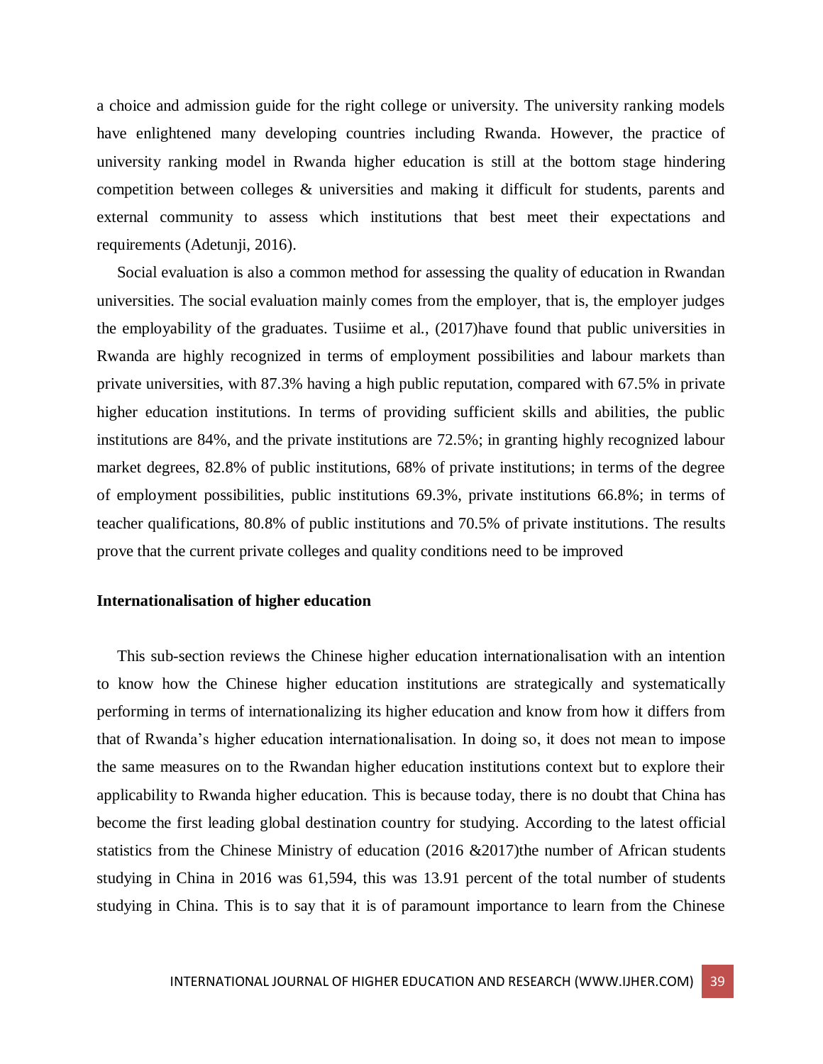a choice and admission guide for the right college or university. The university ranking models have enlightened many developing countries including Rwanda. However, the practice of university ranking model in Rwanda higher education is still at the bottom stage hindering competition between colleges & universities and making it difficult for students, parents and external community to assess which institutions that best meet their expectations and requirements (Adetunji, 2016).

Social evaluation is also a common method for assessing the quality of education in Rwandan universities. The social evaluation mainly comes from the employer, that is, the employer judges the employability of the graduates. Tusiime et al., (2017)have found that public universities in Rwanda are highly recognized in terms of employment possibilities and labour markets than private universities, with 87.3% having a high public reputation, compared with 67.5% in private higher education institutions. In terms of providing sufficient skills and abilities, the public institutions are 84%, and the private institutions are 72.5%; in granting highly recognized labour market degrees, 82.8% of public institutions, 68% of private institutions; in terms of the degree of employment possibilities, public institutions 69.3%, private institutions 66.8%; in terms of teacher qualifications, 80.8% of public institutions and 70.5% of private institutions. The results prove that the current private colleges and quality conditions need to be improved

**Internationalisation of higher education**

This sub-section reviews the Chinese higher education internationalisation with an intention to know how the Chinese higher education institutions are strategically and systematically performing in terms of internationalizing its higher education and know from how it differs from that of Rwanda's higher education internationalisation. In doing so, it does not mean to impose the same measures on to the Rwandan higher education institutions context but to explore their applicability to Rwanda higher education. This is because today, there is no doubt that China has become the first leading global destination country for studying. According to the latest official statistics from the Chinese Ministry of education (2016 &2017)the number of African students studying in China in 2016 was 61,594, this was 13.91 percent of the total number of students studying in China. This is to say that it is of paramount importance to learn from the Chinese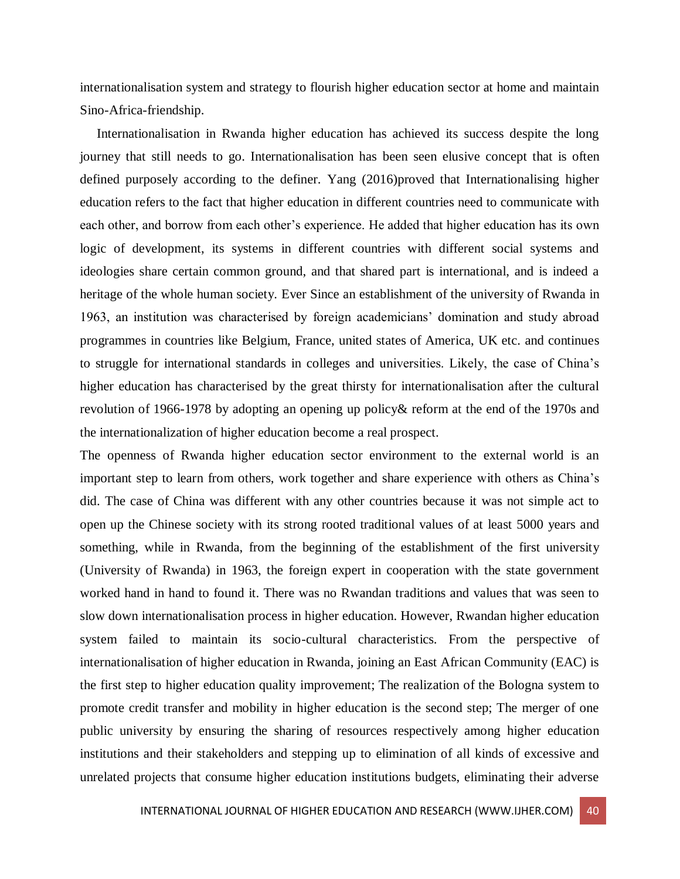internationalisation system and strategy to flourish higher education sector at home and maintain Sino-Africa-friendship.

Internationalisation in Rwanda higher education has achieved its success despite the long journey that still needs to go. Internationalisation has been seen elusive concept that is often defined purposely according to the definer. Yang (2016)proved that Internationalising higher education refers to the fact that higher education in different countries need to communicate with each other, and borrow from each other's experience. He added that higher education has its own logic of development, its systems in different countries with different social systems and ideologies share certain common ground, and that shared part is international, and is indeed a heritage of the whole human society. Ever Since an establishment of the university of Rwanda in 1963, an institution was characterised by foreign academicians' domination and study abroad programmes in countries like Belgium, France, united states of America, UK etc. and continues to struggle for international standards in colleges and universities. Likely, the case of China's higher education has characterised by the great thirsty for internationalisation after the cultural revolution of 1966-1978 by adopting an opening up policy& reform at the end of the 1970s and the internationalization of higher education become a real prospect.

The openness of Rwanda higher education sector environment to the external world is an important step to learn from others, work together and share experience with others as China's did. The case of China was different with any other countries because it was not simple act to open up the Chinese society with its strong rooted traditional values of at least 5000 years and something, while in Rwanda, from the beginning of the establishment of the first university (University of Rwanda) in 1963, the foreign expert in cooperation with the state government worked hand in hand to found it. There was no Rwandan traditions and values that was seen to slow down internationalisation process in higher education. However, Rwandan higher education system failed to maintain its socio-cultural characteristics. From the perspective of internationalisation of higher education in Rwanda, joining an East African Community (EAC) is the first step to higher education quality improvement; The realization of the Bologna system to promote credit transfer and mobility in higher education is the second step; The merger of one public university by ensuring the sharing of resources respectively among higher education institutions and their stakeholders and stepping up to elimination of all kinds of excessive and unrelated projects that consume higher education institutions budgets, eliminating their adverse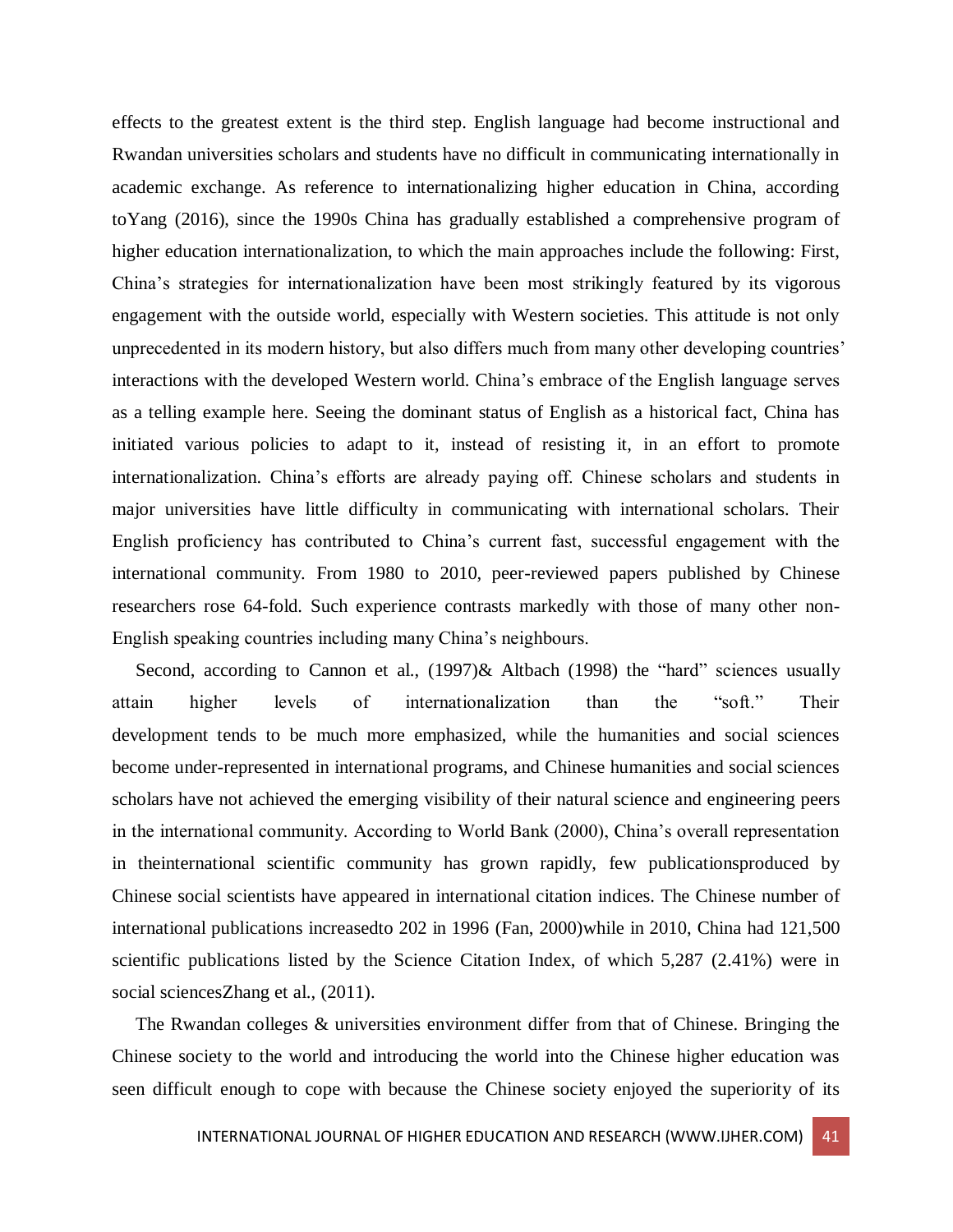effects to the greatest extent is the third step. English language had become instructional and Rwandan universities scholars and students have no difficult in communicating internationally in academic exchange. As reference to internationalizing higher education in China, according toYang (2016), since the 1990s China has gradually established a comprehensive program of higher education internationalization, to which the main approaches include the following: First, China's strategies for internationalization have been most strikingly featured by its vigorous engagement with the outside world, especially with Western societies. This attitude is not only unprecedented in its modern history, but also differs much from many other developing countries' interactions with the developed Western world. China's embrace of the English language serves as a telling example here. Seeing the dominant status of English as a historical fact, China has initiated various policies to adapt to it, instead of resisting it, in an effort to promote internationalization. China's efforts are already paying off. Chinese scholars and students in major universities have little difficulty in communicating with international scholars. Their English proficiency has contributed to China's current fast, successful engagement with the international community. From 1980 to 2010, peer-reviewed papers published by Chinese researchers rose 64-fold. Such experience contrasts markedly with those of many other non-English speaking countries including many China's neighbours.

Second, according to Cannon et al., (1997)& Altbach (1998) the "hard" sciences usually attain higher levels of internationalization than the "soft." Their development tends to be much more emphasized, while the humanities and social sciences become under-represented in international programs, and Chinese humanities and social sciences scholars have not achieved the emerging visibility of their natural science and engineering peers in the international community. According to World Bank (2000), China's overall representation in theinternational scientific community has grown rapidly, few publicationsproduced by Chinese social scientists have appeared in international citation indices. The Chinese number of international publications increasedto 202 in 1996 (Fan, 2000)while in 2010, China had 121,500 scientific publications listed by the Science Citation Index, of which 5,287 (2.41%) were in social sciencesZhang et al., (2011).

The Rwandan colleges & universities environment differ from that of Chinese. Bringing the Chinese society to the world and introducing the world into the Chinese higher education was seen difficult enough to cope with because the Chinese society enjoyed the superiority of its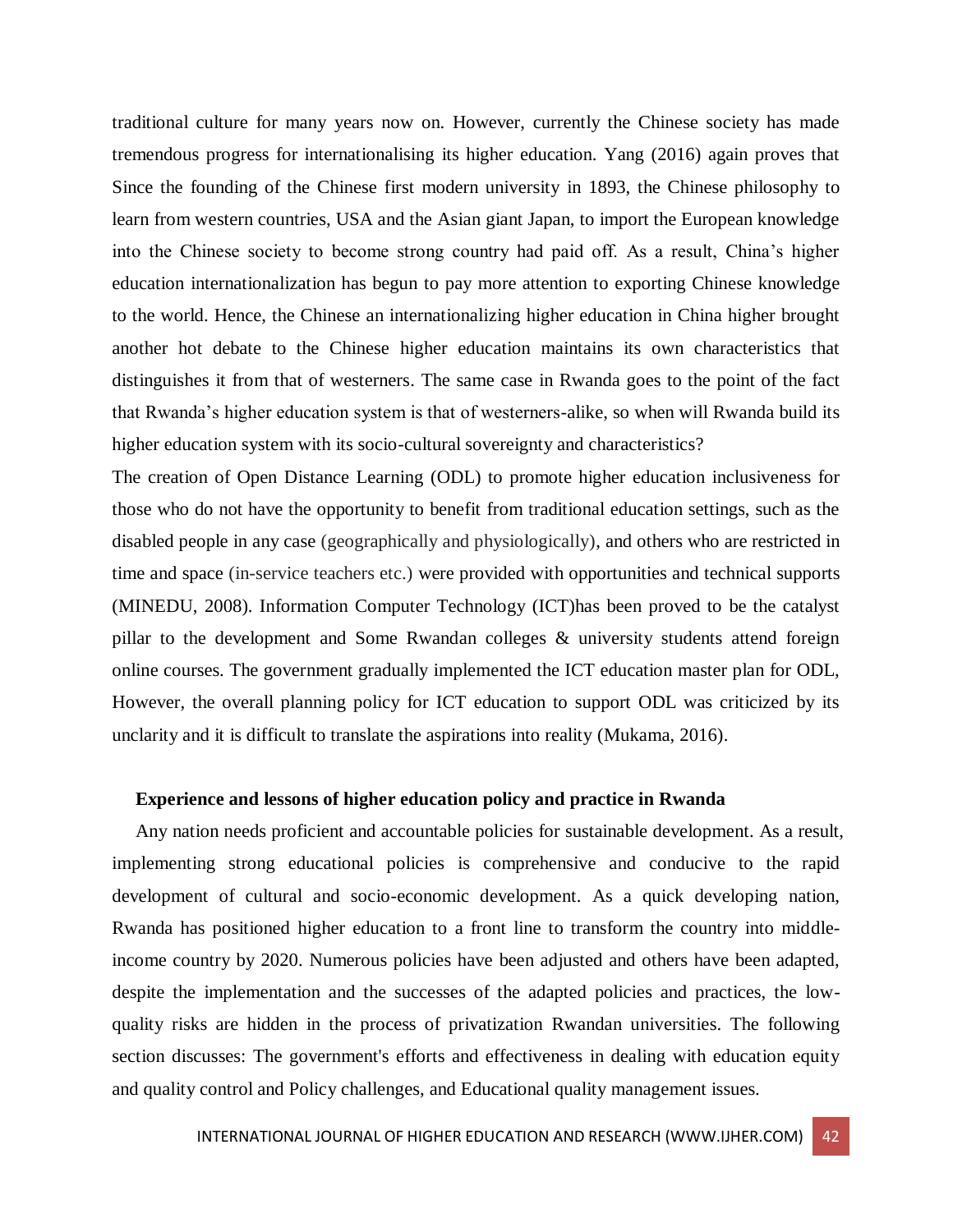traditional culture for many years now on. However, currently the Chinese society has made tremendous progress for internationalising its higher education. Yang (2016) again proves that Since the founding of the Chinese first modern university in 1893, the Chinese philosophy to learn from western countries, USA and the Asian giant Japan, to import the European knowledge into the Chinese society to become strong country had paid off. As a result, China's higher education internationalization has begun to pay more attention to exporting Chinese knowledge to the world. Hence, the Chinese an internationalizing higher education in China higher brought another hot debate to the Chinese higher education maintains its own characteristics that distinguishes it from that of westerners. The same case in Rwanda goes to the point of the fact that Rwanda's higher education system is that of westerners-alike, so when will Rwanda build its higher education system with its socio-cultural sovereignty and characteristics?

The creation of Open Distance Learning (ODL) to promote higher education inclusiveness for those who do not have the opportunity to benefit from traditional education settings, such as the disabled people in any case (geographically and physiologically), and others who are restricted in time and space (in-service teachers etc.) were provided with opportunities and technical supports (MINEDU, 2008). Information Computer Technology (ICT)has been proved to be the catalyst pillar to the development and Some Rwandan colleges & university students attend foreign online courses. The government gradually implemented the ICT education master plan for ODL, However, the overall planning policy for ICT education to support ODL was criticized by its unclarity and it is difficult to translate the aspirations into reality (Mukama, 2016).

### Experience and lessons of higher education policy and practice in Rwanda

Any nation needs proficient and accountable policies for sustainable development. As a result, implementing strong educational policies is comprehensive and conducive to the rapid development of cultural and socio-economic development. As a quick developing nation, Rwanda has positioned higher education to a front line to transform the country into middle-income country by 2020. Numerous policies have been adjusted and others have been adapted, despite the implementation and the successes of the adapted policies and practices, the low-quality risks are hidden in the process of privatization Rwandan universities. The following section discusses: The government's efforts and effectiveness in dealing with education equity and quality control and Policy challenges, and Educational quality management issues.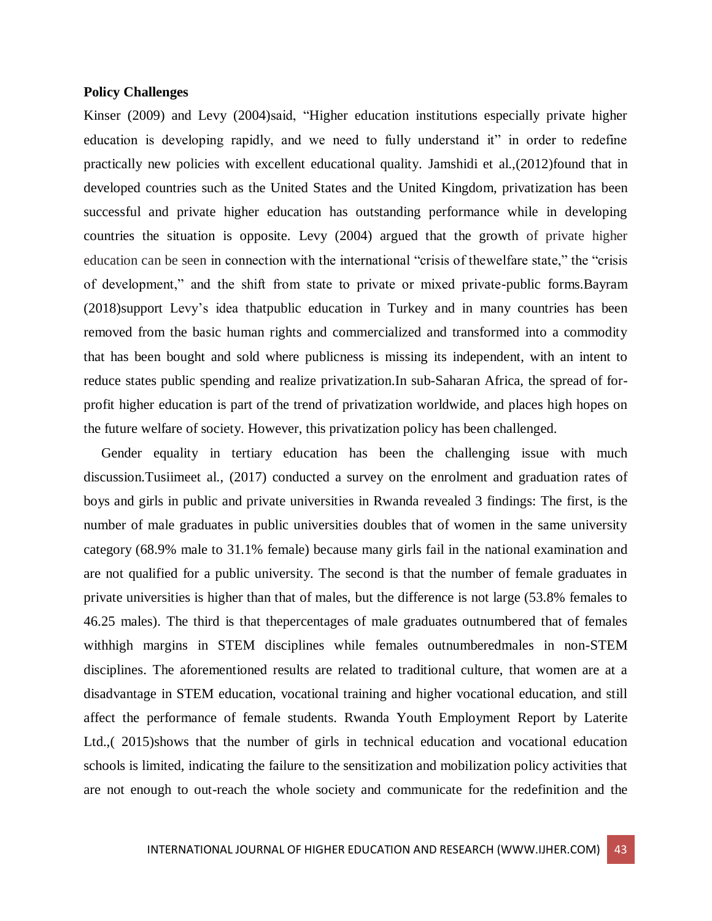**Policy Challenges**

Kinser (2009) and Levy (2004)said, "Higher education institutions especially private higher education is developing rapidly, and we need to fully understand it" in order to redefine practically new policies with excellent educational quality. Jamshidi et al.,(2012)found that in developed countries such as the United States and the United Kingdom, privatization has been successful and private higher education has outstanding performance while in developing countries the situation is opposite. Levy (2004) argued that the growth of private higher education can be seen in connection with the international "crisis of thewelfare state," the "crisis of development," and the shift from state to private or mixed private-public forms.Bayram (2018)support Levy's idea thatpublic education in Turkey and in many countries has been removed from the basic human rights and commercialized and transformed into a commodity that has been bought and sold where publicness is missing its independent, with an intent to reduce states public spending and realize privatization.In sub-Saharan Africa, the spread of for-profit higher education is part of the trend of privatization worldwide, and places high hopes on the future welfare of society. However, this privatization policy has been challenged.

Gender equality in tertiary education has been the challenging issue with much discussion.Tusiimeet al., (2017) conducted a survey on the enrolment and graduation rates of boys and girls in public and private universities in Rwanda revealed 3 findings: The first, is the number of male graduates in public universities doubles that of women in the same university category (68.9% male to 31.1% female) because many girls fail in the national examination and are not qualified for a public university. The second is that the number of female graduates in private universities is higher than that of males, but the difference is not large (53.8% females to 46.25 males). The third is that thepercentages of male graduates outnumbered that of females withhigh margins in STEM disciplines while females outnumberedmales in non-STEM disciplines. The aforementioned results are related to traditional culture, that women are at a disadvantage in STEM education, vocational training and higher vocational education, and still affect the performance of female students. Rwanda Youth Employment Report by Laterite Ltd.,( 2015)shows that the number of girls in technical education and vocational education schools is limited, indicating the failure to the sensitization and mobilization policy activities that are not enough to out-reach the whole society and communicate for the redefinition and the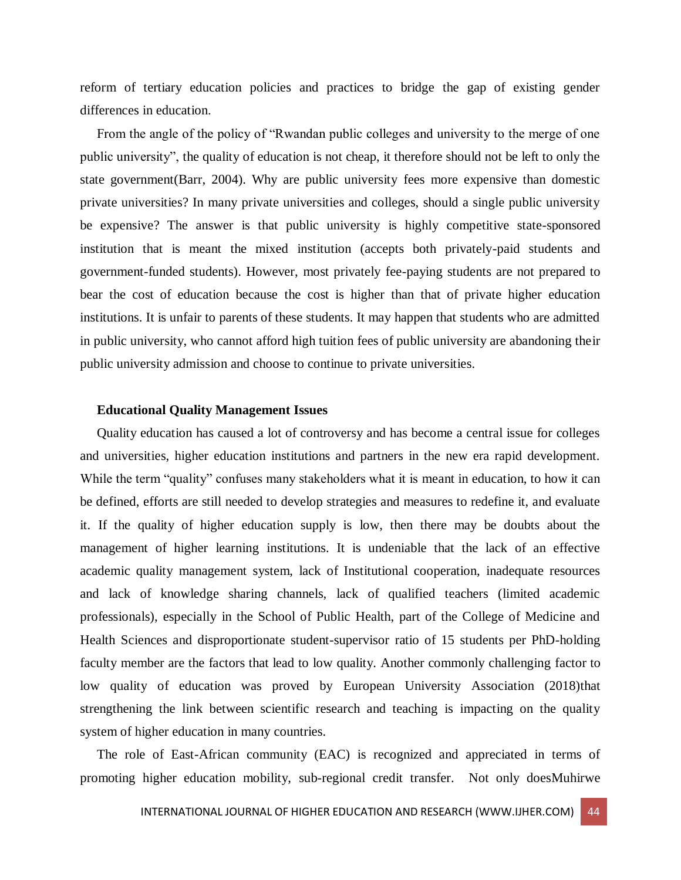reform of tertiary education policies and practices to bridge the gap of existing gender differences in education.

From the angle of the policy of "Rwandan public colleges and university to the merge of one public university", the quality of education is not cheap, it therefore should not be left to only the state government(Barr, 2004). Why are public university fees more expensive than domestic private universities? In many private universities and colleges, should a single public university be expensive? The answer is that public university is highly competitive state-sponsored institution that is meant the mixed institution (accepts both privately-paid students and government-funded students). However, most privately fee-paying students are not prepared to bear the cost of education because the cost is higher than that of private higher education institutions. It is unfair to parents of these students. It may happen that students who are admitted in public university, who cannot afford high tuition fees of public university are abandoning their public university admission and choose to continue to private universities.

**Educational Quality Management Issues**

Quality education has caused a lot of controversy and has become a central issue for colleges and universities, higher education institutions and partners in the new era rapid development. While the term "quality" confuses many stakeholders what it is meant in education, to how it can be defined, efforts are still needed to develop strategies and measures to redefine it, and evaluate it. If the quality of higher education supply is low, then there may be doubts about the management of higher learning institutions. It is undeniable that the lack of an effective academic quality management system, lack of Institutional cooperation, inadequate resources and lack of knowledge sharing channels, lack of qualified teachers (limited academic professionals), especially in the School of Public Health, part of the College of Medicine and Health Sciences and disproportionate student-supervisor ratio of 15 students per PhD-holding faculty member are the factors that lead to low quality. Another commonly challenging factor to low quality of education was proved by European University Association (2018)that strengthening the link between scientific research and teaching is impacting on the quality system of higher education in many countries.

The role of East-African community (EAC) is recognized and appreciated in terms of promoting higher education mobility, sub-regional credit transfer. Not only doesMuhirwe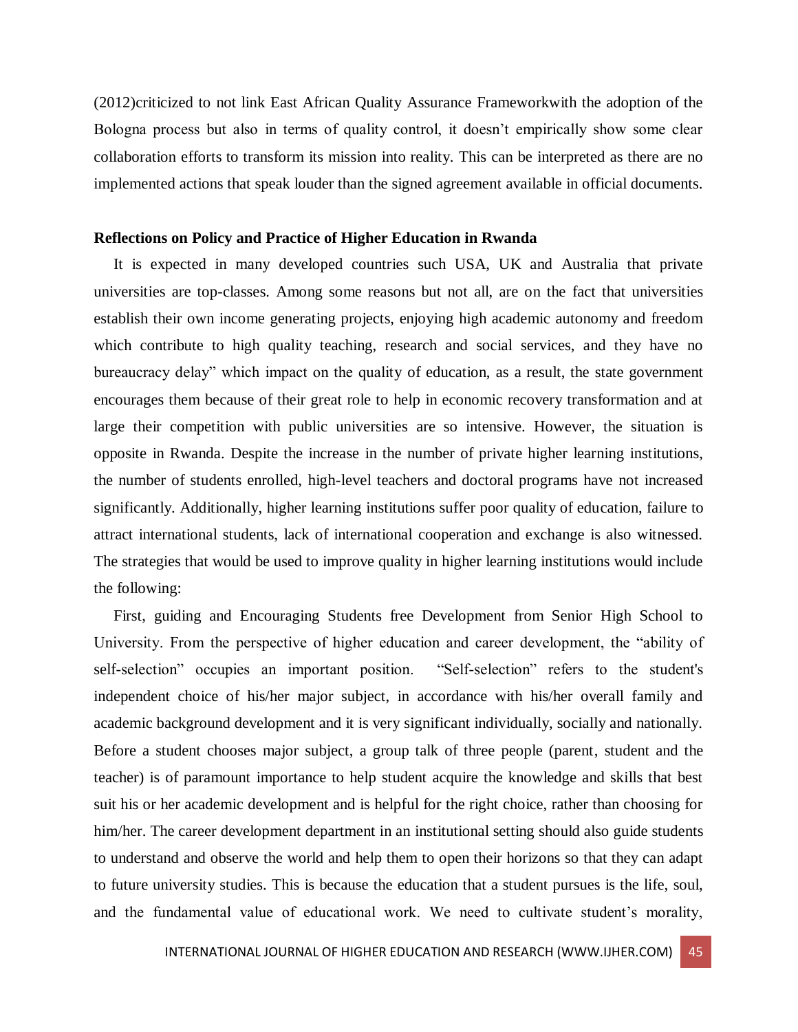(2012)criticized to not link East African Quality Assurance Frameworkwith the adoption of the Bologna process but also in terms of quality control, it doesn't empirically show some clear collaboration efforts to transform its mission into reality. This can be interpreted as there are no implemented actions that speak louder than the signed agreement available in official documents.

**Reflections on Policy and Practice of Higher Education in Rwanda**

It is expected in many developed countries such USA, UK and Australia that private universities are top-classes. Among some reasons but not all, are on the fact that universities establish their own income generating projects, enjoying high academic autonomy and freedom which contribute to high quality teaching, research and social services, and they have no bureaucracy delay" which impact on the quality of education, as a result, the state government encourages them because of their great role to help in economic recovery transformation and at large their competition with public universities are so intensive. However, the situation is opposite in Rwanda. Despite the increase in the number of private higher learning institutions, the number of students enrolled, high-level teachers and doctoral programs have not increased significantly. Additionally, higher learning institutions suffer poor quality of education, failure to attract international students, lack of international cooperation and exchange is also witnessed. The strategies that would be used to improve quality in higher learning institutions would include the following:

First, guiding and Encouraging Students free Development from Senior High School to University. From the perspective of higher education and career development, the "ability of self-selection" occupies an important position. "Self-selection" refers to the student's independent choice of his/her major subject, in accordance with his/her overall family and academic background development and it is very significant individually, socially and nationally. Before a student chooses major subject, a group talk of three people (parent, student and the teacher) is of paramount importance to help student acquire the knowledge and skills that best suit his or her academic development and is helpful for the right choice, rather than choosing for him/her. The career development department in an institutional setting should also guide students to understand and observe the world and help them to open their horizons so that they can adapt to future university studies. This is because the education that a student pursues is the life, soul, and the fundamental value of educational work. We need to cultivate student's morality,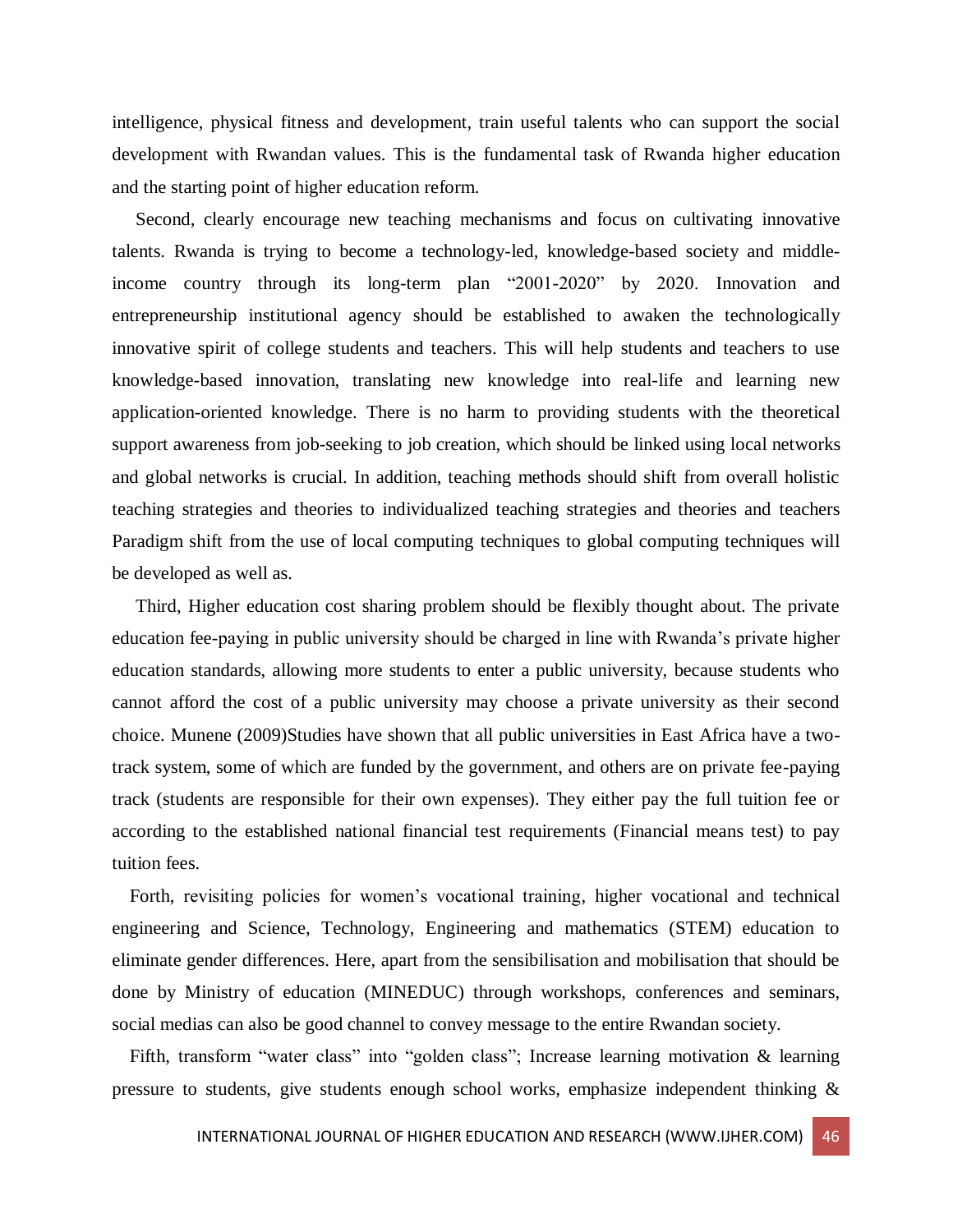intelligence, physical fitness and development, train useful talents who can support the social development with Rwandan values. This is the fundamental task of Rwanda higher education and the starting point of higher education reform.

Second, clearly encourage new teaching mechanisms and focus on cultivating innovative talents. Rwanda is trying to become a technology-led, knowledge-based society and middle-income country through its long-term plan "2001-2020" by 2020. Innovation and entrepreneurship institutional agency should be established to awaken the technologically innovative spirit of college students and teachers. This will help students and teachers to use knowledge-based innovation, translating new knowledge into real-life and learning new application-oriented knowledge. There is no harm to providing students with the theoretical support awareness from job-seeking to job creation, which should be linked using local networks and global networks is crucial. In addition, teaching methods should shift from overall holistic teaching strategies and theories to individualized teaching strategies and theories and teachers Paradigm shift from the use of local computing techniques to global computing techniques will be developed as well as.

Third, Higher education cost sharing problem should be flexibly thought about. The private education fee-paying in public university should be charged in line with Rwanda's private higher education standards, allowing more students to enter a public university, because students who cannot afford the cost of a public university may choose a private university as their second choice. Munene (2009)Studies have shown that all public universities in East Africa have a two-track system, some of which are funded by the government, and others are on private fee-paying track (students are responsible for their own expenses). They either pay the full tuition fee or according to the established national financial test requirements (Financial means test) to pay tuition fees.

Forth, revisiting policies for women's vocational training, higher vocational and technical engineering and Science, Technology, Engineering and mathematics (STEM) education to eliminate gender differences. Here, apart from the sensibilisation and mobilisation that should be done by Ministry of education (MINEDUC) through workshops, conferences and seminars, social medias can also be good channel to convey message to the entire Rwandan society.

Fifth, transform "water class" into "golden class"; Increase learning motivation & learning pressure to students, give students enough school works, emphasize independent thinking &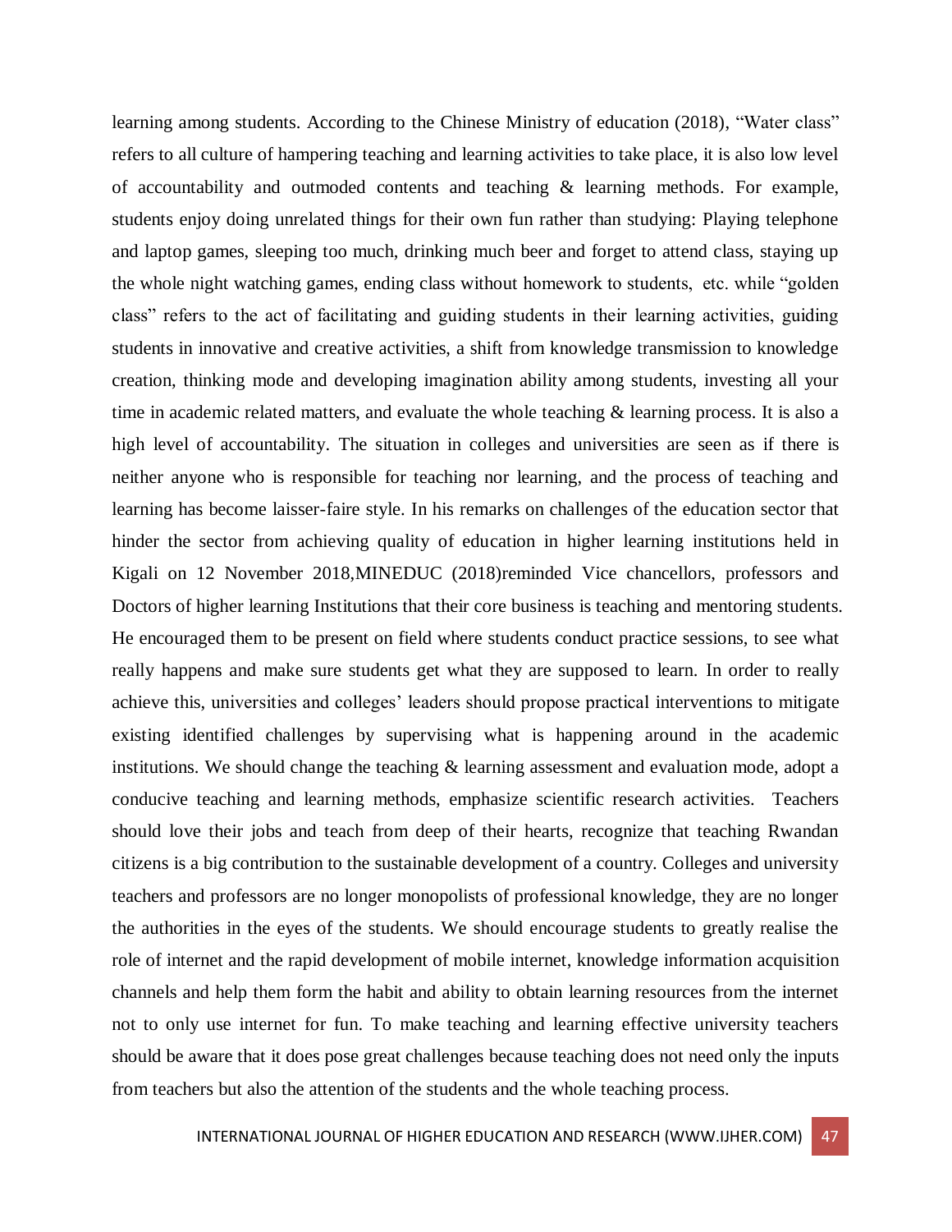learning among students. According to the Chinese Ministry of education (2018), "Water class" refers to all culture of hampering teaching and learning activities to take place, it is also low level of accountability and outmoded contents and teaching & learning methods. For example, students enjoy doing unrelated things for their own fun rather than studying: Playing telephone and laptop games, sleeping too much, drinking much beer and forget to attend class, staying up the whole night watching games, ending class without homework to students, etc. while "golden class" refers to the act of facilitating and guiding students in their learning activities, guiding students in innovative and creative activities, a shift from knowledge transmission to knowledge creation, thinking mode and developing imagination ability among students, investing all your time in academic related matters, and evaluate the whole teaching & learning process. It is also a high level of accountability. The situation in colleges and universities are seen as if there is neither anyone who is responsible for teaching nor learning, and the process of teaching and learning has become laisser-faire style. In his remarks on challenges of the education sector that hinder the sector from achieving quality of education in higher learning institutions held in Kigali on 12 November 2018,MINEDUC (2018)reminded Vice chancellors, professors and Doctors of higher learning Institutions that their core business is teaching and mentoring students. He encouraged them to be present on field where students conduct practice sessions, to see what really happens and make sure students get what they are supposed to learn. In order to really achieve this, universities and colleges' leaders should propose practical interventions to mitigate existing identified challenges by supervising what is happening around in the academic institutions. We should change the teaching & learning assessment and evaluation mode, adopt a conducive teaching and learning methods, emphasize scientific research activities. Teachers should love their jobs and teach from deep of their hearts, recognize that teaching Rwandan citizens is a big contribution to the sustainable development of a country. Colleges and university teachers and professors are no longer monopolists of professional knowledge, they are no longer the authorities in the eyes of the students. We should encourage students to greatly realise the role of internet and the rapid development of mobile internet, knowledge information acquisition channels and help them form the habit and ability to obtain learning resources from the internet not to only use internet for fun. To make teaching and learning effective university teachers should be aware that it does pose great challenges because teaching does not need only the inputs from teachers but also the attention of the students and the whole teaching process.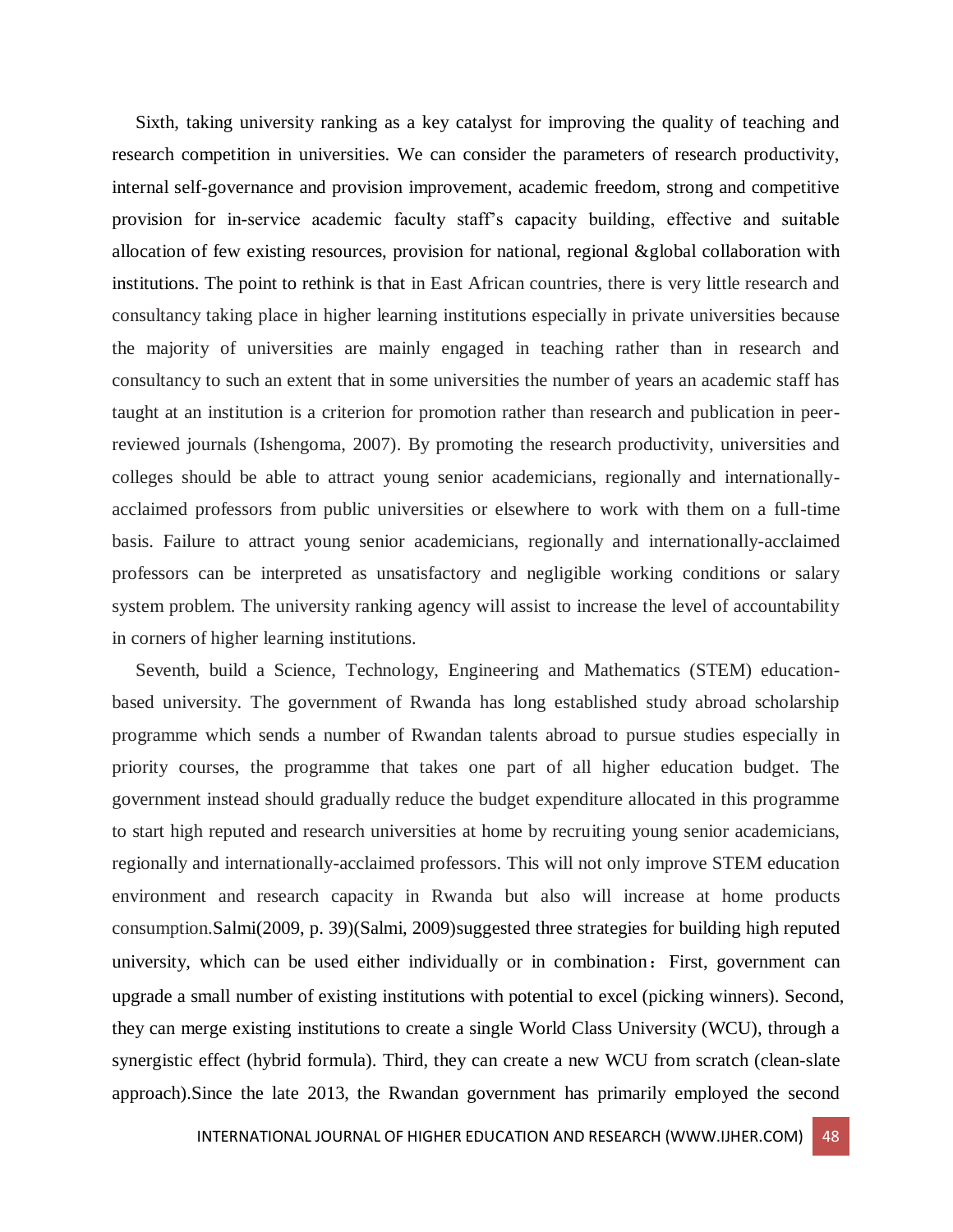Sixth, taking university ranking as a key catalyst for improving the quality of teaching and research competition in universities. We can consider the parameters of research productivity, internal self-governance and provision improvement, academic freedom, strong and competitive provision for in-service academic faculty staff's capacity building, effective and suitable allocation of few existing resources, provision for national, regional &global collaboration with institutions. The point to rethink is that in East African countries, there is very little research and consultancy taking place in higher learning institutions especially in private universities because the majority of universities are mainly engaged in teaching rather than in research and consultancy to such an extent that in some universities the number of years an academic staff has taught at an institution is a criterion for promotion rather than research and publication in peer-reviewed journals (Ishengoma, 2007). By promoting the research productivity, universities and colleges should be able to attract young senior academicians, regionally and internationally-acclaimed professors from public universities or elsewhere to work with them on a full-time basis. Failure to attract young senior academicians, regionally and internationally-acclaimed professors can be interpreted as unsatisfactory and negligible working conditions or salary system problem. The university ranking agency will assist to increase the level of accountability in corners of higher learning institutions.

Seventh, build a Science, Technology, Engineering and Mathematics (STEM) education-based university. The government of Rwanda has long established study abroad scholarship programme which sends a number of Rwandan talents abroad to pursue studies especially in priority courses, the programme that takes one part of all higher education budget. The government instead should gradually reduce the budget expenditure allocated in this programme to start high reputed and research universities at home by recruiting young senior academicians, regionally and internationally-acclaimed professors. This will not only improve STEM education environment and research capacity in Rwanda but also will increase at home products consumption.Salmi(2009, p. 39)(Salmi, 2009)suggested three strategies for building high reputed university, which can be used either individually or in combination：First, government can upgrade a small number of existing institutions with potential to excel (picking winners). Second, they can merge existing institutions to create a single World Class University (WCU), through a synergistic effect (hybrid formula). Third, they can create a new WCU from scratch (clean-slate approach).Since the late 2013, the Rwandan government has primarily employed the second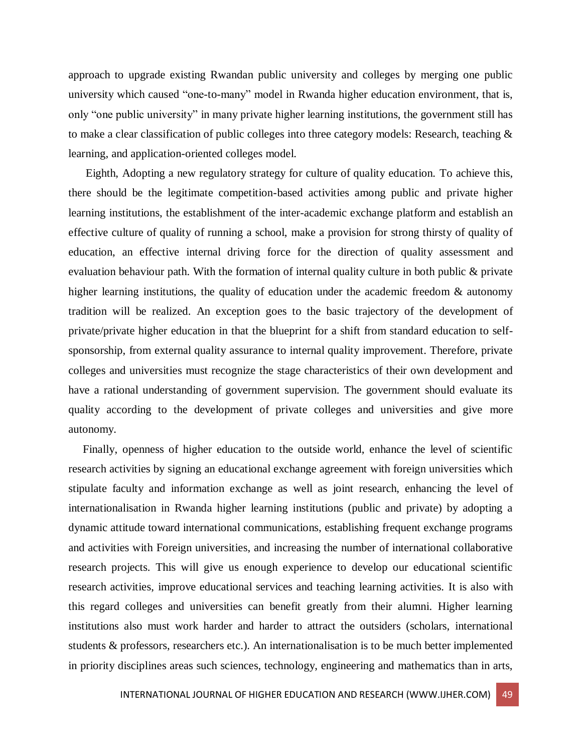approach to upgrade existing Rwandan public university and colleges by merging one public university which caused "one-to-many" model in Rwanda higher education environment, that is, only "one public university" in many private higher learning institutions, the government still has to make a clear classification of public colleges into three category models: Research, teaching & learning, and application-oriented colleges model.

Eighth, Adopting a new regulatory strategy for culture of quality education. To achieve this, there should be the legitimate competition-based activities among public and private higher learning institutions, the establishment of the inter-academic exchange platform and establish an effective culture of quality of running a school, make a provision for strong thirsty of quality of education, an effective internal driving force for the direction of quality assessment and evaluation behaviour path. With the formation of internal quality culture in both public & private higher learning institutions, the quality of education under the academic freedom & autonomy tradition will be realized. An exception goes to the basic trajectory of the development of private/private higher education in that the blueprint for a shift from standard education to self-sponsorship, from external quality assurance to internal quality improvement. Therefore, private colleges and universities must recognize the stage characteristics of their own development and have a rational understanding of government supervision. The government should evaluate its quality according to the development of private colleges and universities and give more autonomy.

Finally, openness of higher education to the outside world, enhance the level of scientific research activities by signing an educational exchange agreement with foreign universities which stipulate faculty and information exchange as well as joint research, enhancing the level of internationalisation in Rwanda higher learning institutions (public and private) by adopting a dynamic attitude toward international communications, establishing frequent exchange programs and activities with Foreign universities, and increasing the number of international collaborative research projects. This will give us enough experience to develop our educational scientific research activities, improve educational services and teaching learning activities. It is also with this regard colleges and universities can benefit greatly from their alumni. Higher learning institutions also must work harder and harder to attract the outsiders (scholars, international students & professors, researchers etc.). An internationalisation is to be much better implemented in priority disciplines areas such sciences, technology, engineering and mathematics than in arts,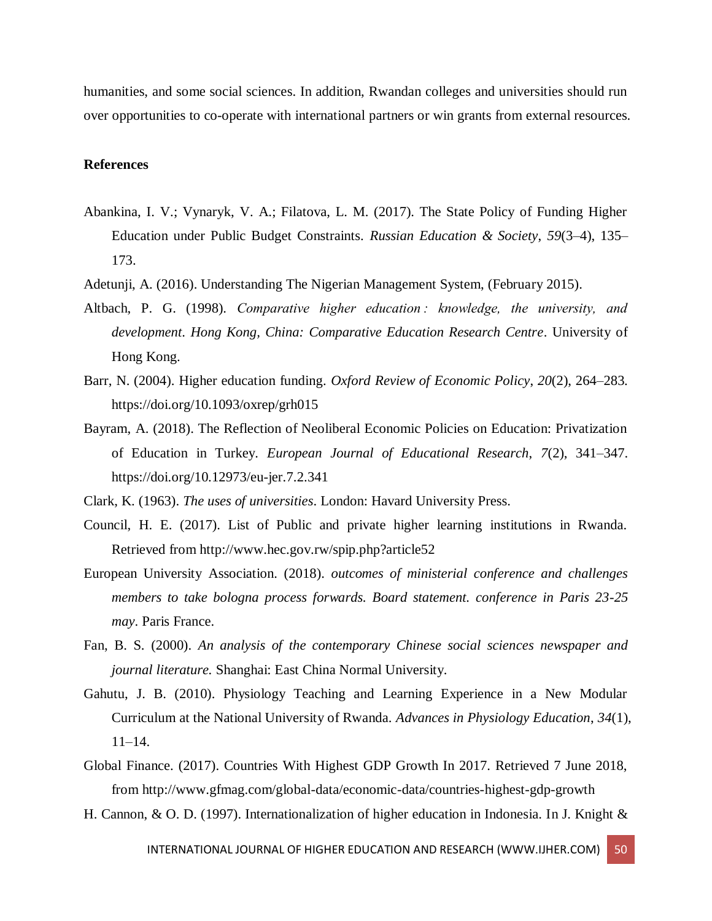humanities, and some social sciences. In addition, Rwandan colleges and universities should run over opportunities to co-operate with international partners or win grants from external resources.

**References**

Abankina, I. V.; Vynaryk, V. A.; Filatova, L. M. (2017). The State Policy of Funding Higher Education under Public Budget Constraints. *Russian Education & Society*, *59*(3–4), 135–173.

Adetunji, A. (2016). Understanding The Nigerian Management System, (February 2015).

Altbach, P. G. (1998). *Comparative higher education : knowledge, the university, and development*. *Hong Kong, China: Comparative Education Research Centre*. University of Hong Kong.

Barr, N. (2004). Higher education funding. *Oxford Review of Economic Policy*, *20*(2), 264–283. https://doi.org/10.1093/oxrep/grh015

Bayram, A. (2018). The Reflection of Neoliberal Economic Policies on Education: Privatization of Education in Turkey. *European Journal of Educational Research*, *7*(2), 341–347. https://doi.org/10.12973/eu-jer.7.2.341

Clark, K. (1963). *The uses of universities*. London: Havard University Press.

Council, H. E. (2017). List of Public and private higher learning institutions in Rwanda. Retrieved from http://www.hec.gov.rw/spip.php?article52

European University Association. (2018). *outcomes of ministerial conference and challenges members to take bologna process forwards. Board statement. conference in Paris 23-25 may*. Paris France.

Fan, B. S. (2000). *An analysis of the contemporary Chinese social sciences newspaper and journal literature.* Shanghai: East China Normal University.

Gahutu, J. B. (2010). Physiology Teaching and Learning Experience in a New Modular Curriculum at the National University of Rwanda. *Advances in Physiology Education*, *34*(1), 11–14.

Global Finance. (2017). Countries With Highest GDP Growth In 2017. Retrieved 7 June 2018, from http://www.gfmag.com/global-data/economic-data/countries-highest-gdp-growth

H. Cannon, & O. D. (1997). Internationalization of higher education in Indonesia. In J. Knight &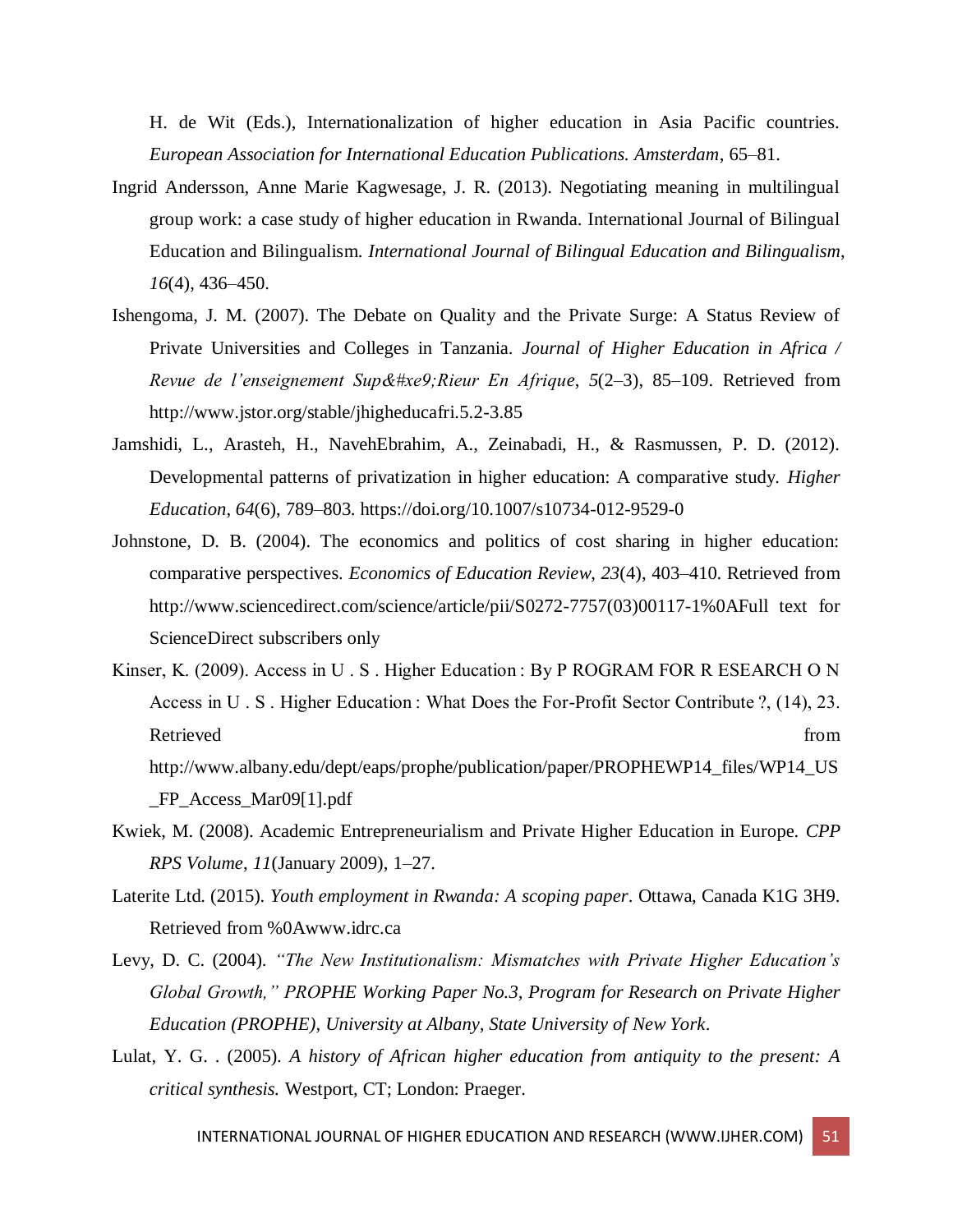H. de Wit (Eds.), Internationalization of higher education in Asia Pacific countries. *European Association for International Education Publications. Amsterdam*, 65–81.

Ingrid Andersson, Anne Marie Kagwesage, J. R. (2013). Negotiating meaning in multilingual group work: a case study of higher education in Rwanda. International Journal of Bilingual Education and Bilingualism. *International Journal of Bilingual Education and Bilingualism*, *16*(4), 436–450.

Ishengoma, J. M. (2007). The Debate on Quality and the Private Surge: A Status Review of Private Universities and Colleges in Tanzania. *Journal of Higher Education in Africa / Revue de l'enseignement Sup&#xe9;Rieur En Afrique*, *5*(2–3), 85–109. Retrieved from http://www.jstor.org/stable/jhigheducafri.5.2-3.85

Jamshidi, L., Arasteh, H., NavehEbrahim, A., Zeinabadi, H., & Rasmussen, P. D. (2012). Developmental patterns of privatization in higher education: A comparative study. *Higher Education*, *64*(6), 789–803. https://doi.org/10.1007/s10734-012-9529-0

Johnstone, D. B. (2004). The economics and politics of cost sharing in higher education: comparative perspectives. *Economics of Education Review*, *23*(4), 403–410. Retrieved from http://www.sciencedirect.com/science/article/pii/S0272-7757(03)00117-1%0AFull text for ScienceDirect subscribers only

Kinser, K. (2009). Access in U . S . Higher Education : By P ROGRAM FOR R ESEARCH O N Access in U . S . Higher Education : What Does the For-Profit Sector Contribute ?, (14), 23. Retrieved from http://www.albany.edu/dept/eaps/prophe/publication/paper/PROPHEWP14_files/WP14_US_FP_Access_Mar09[1].pdf

Kwiek, M. (2008). Academic Entrepreneurialism and Private Higher Education in Europe. *CPP RPS Volume*, *11*(January 2009), 1–27.

Laterite Ltd. (2015). *Youth employment in Rwanda: A scoping paper*. Ottawa, Canada K1G 3H9. Retrieved from %0Awww.idrc.ca

Levy, D. C. (2004). *"The New Institutionalism: Mismatches with Private Higher Education's Global Growth," PROPHE Working Paper No.3, Program for Research on Private Higher Education (PROPHE), University at Albany, State University of New York*.

Lulat, Y. G. . (2005). *A history of African higher education from antiquity to the present: A critical synthesis.* Westport, CT; London: Praeger.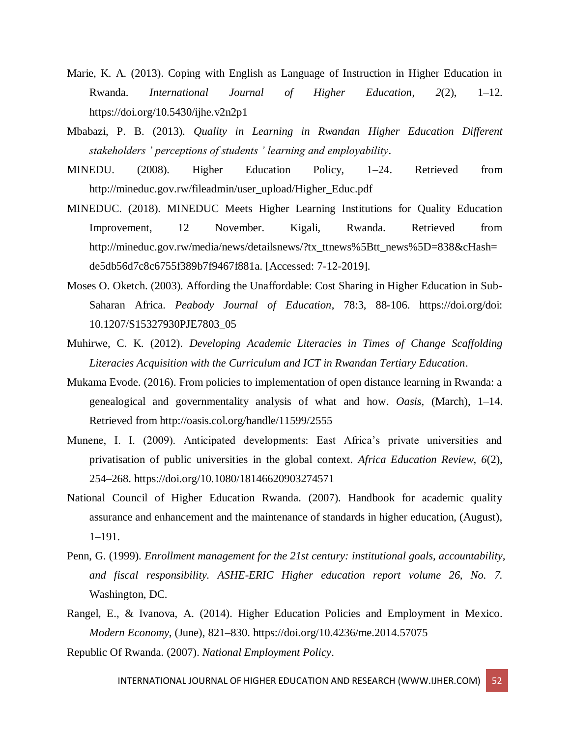Marie, K. A. (2013). Coping with English as Language of Instruction in Higher Education in Rwanda. *International Journal of Higher Education*, *2*(2), 1–12. https://doi.org/10.5430/ijhe.v2n2p1

Mbabazi, P. B. (2013). *Quality in Learning in Rwandan Higher Education Different stakeholders ' perceptions of students ' learning and employability*.

MINEDU. (2008). Higher Education Policy, 1–24. Retrieved from http://mineduc.gov.rw/fileadmin/user_upload/Higher_Educ.pdf

MINEDUC. (2018). MINEDUC Meets Higher Learning Institutions for Quality Education Improvement, 12 November. Kigali, Rwanda. Retrieved from http://mineduc.gov.rw/media/news/detailsnews/?tx_ttnews%5Btt_news%5D=838&cHash=de5db56d7c8c6755f389b7f9467f881a. [Accessed: 7-12-2019].

Moses O. Oketch. (2003). Affording the Unaffordable: Cost Sharing in Higher Education in Sub-Saharan Africa. *Peabody Journal of Education*, 78:3, 88-106. https://doi.org/doi: 10.1207/S15327930PJE7803_05

Muhirwe, C. K. (2012). *Developing Academic Literacies in Times of Change Scaffolding Literacies Acquisition with the Curriculum and ICT in Rwandan Tertiary Education*.

Mukama Evode. (2016). From policies to implementation of open distance learning in Rwanda: a genealogical and governmentality analysis of what and how. *Oasis*, (March), 1–14. Retrieved from http://oasis.col.org/handle/11599/2555

Munene, I. I. (2009). Anticipated developments: East Africa's private universities and privatisation of public universities in the global context. *Africa Education Review*, *6*(2), 254–268. https://doi.org/10.1080/18146620903274571

National Council of Higher Education Rwanda. (2007). Handbook for academic quality assurance and enhancement and the maintenance of standards in higher education, (August), 1–191.

Penn, G. (1999). *Enrollment management for the 21st century: institutional goals, accountability, and fiscal responsibility. ASHE-ERIC Higher education report volume 26, No. 7.* Washington, DC.

Rangel, E., & Ivanova, A. (2014). Higher Education Policies and Employment in Mexico. *Modern Economy*, (June), 821–830. https://doi.org/10.4236/me.2014.57075

Republic Of Rwanda. (2007). *National Employment Policy*.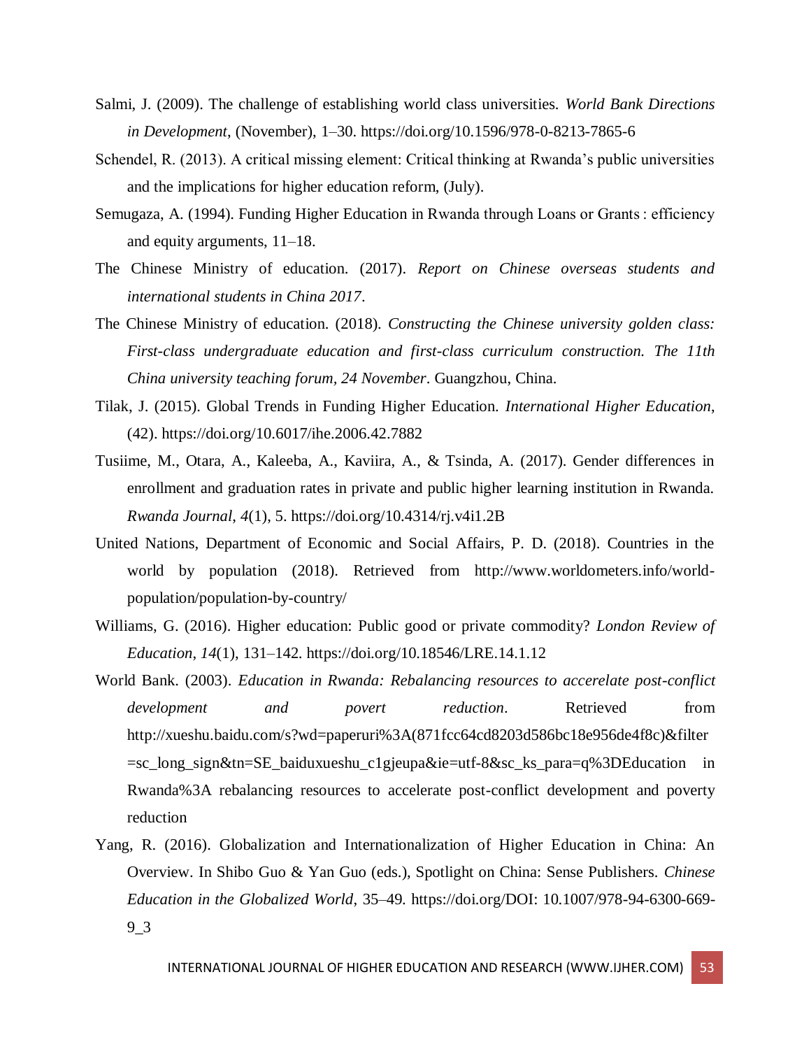Salmi, J. (2009). The challenge of establishing world class universities. *World Bank Directions in Development*, (November), 1–30. https://doi.org/10.1596/978-0-8213-7865-6

Schendel, R. (2013). A critical missing element: Critical thinking at Rwanda's public universities and the implications for higher education reform, (July).

Semugaza, A. (1994). Funding Higher Education in Rwanda through Loans or Grants : efficiency and equity arguments, 11–18.

The Chinese Ministry of education. (2017). *Report on Chinese overseas students and international students in China 2017*.

The Chinese Ministry of education. (2018). *Constructing the Chinese university golden class: First-class undergraduate education and first-class curriculum construction. The 11th China university teaching forum, 24 November*. Guangzhou, China.

Tilak, J. (2015). Global Trends in Funding Higher Education. *International Higher Education*, (42). https://doi.org/10.6017/ihe.2006.42.7882

Tusiime, M., Otara, A., Kaleeba, A., Kaviira, A., & Tsinda, A. (2017). Gender differences in enrollment and graduation rates in private and public higher learning institution in Rwanda. *Rwanda Journal*, *4*(1), 5. https://doi.org/10.4314/rj.v4i1.2B

United Nations, Department of Economic and Social Affairs, P. D. (2018). Countries in the world by population (2018). Retrieved from http://www.worldometers.info/world-population/population-by-country/

Williams, G. (2016). Higher education: Public good or private commodity? *London Review of Education*, *14*(1), 131–142. https://doi.org/10.18546/LRE.14.1.12

World Bank. (2003). *Education in Rwanda: Rebalancing resources to accerelate post-conflict development and povert reduction*. Retrieved from http://xueshu.baidu.com/s?wd=paperuri%3A(871fcc64cd8203d586bc18e956de4f8c)&filter=sc_long_sign&tn=SE_baiduxueshu_c1gjeupa&ie=utf-8&sc_ks_para=q%3DEducation in Rwanda%3A rebalancing resources to accelerate post-conflict development and poverty reduction

Yang, R. (2016). Globalization and Internationalization of Higher Education in China: An Overview. In Shibo Guo & Yan Guo (eds.), Spotlight on China: Sense Publishers. *Chinese Education in the Globalized World*, 35–49. https://doi.org/DOI: 10.1007/978-94-6300-669-9_3